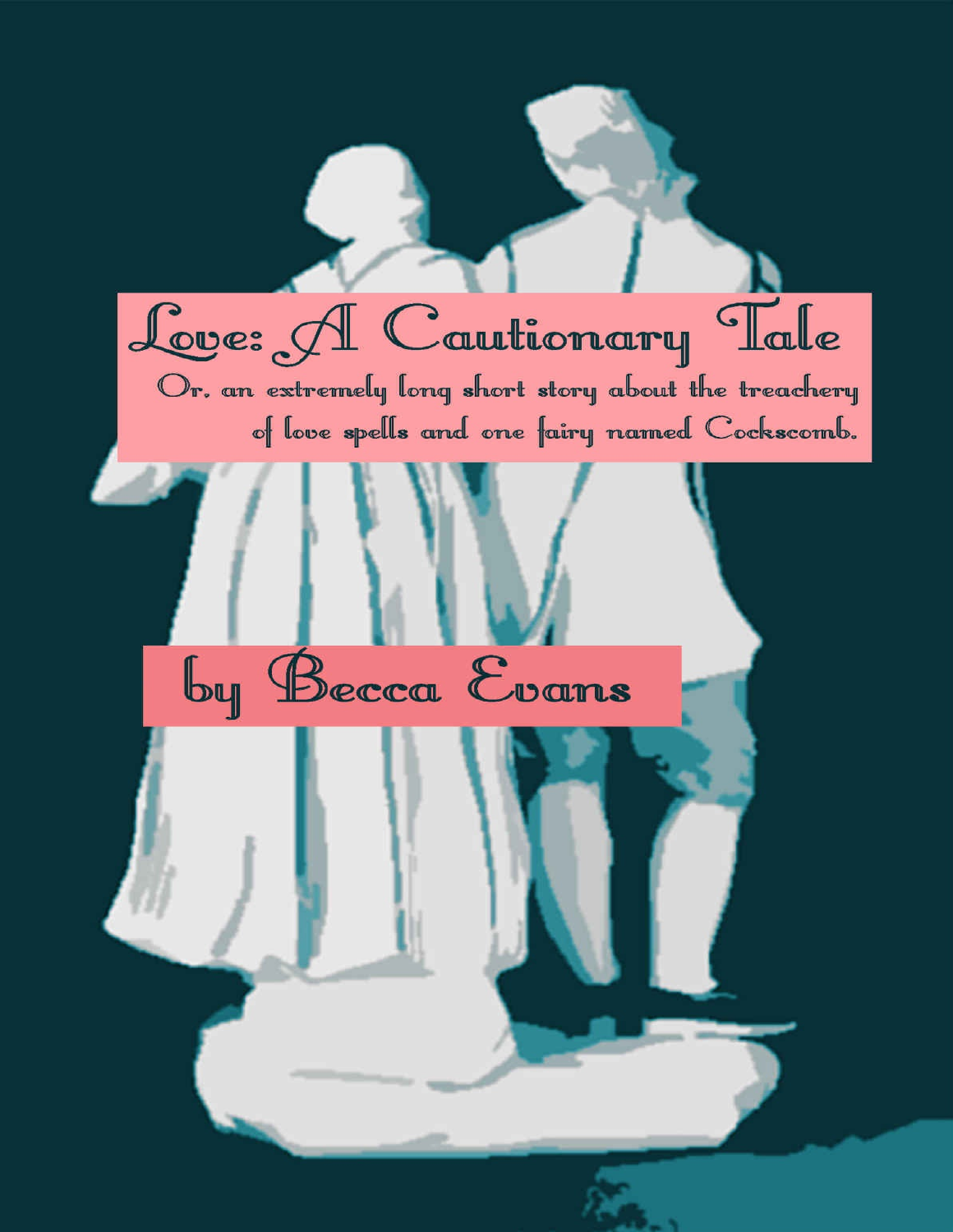# Love: A Cautionary Tale

Or, an extremely long short story about the treachery of love spells and one fairy named Cockscomb.

by Becca Evans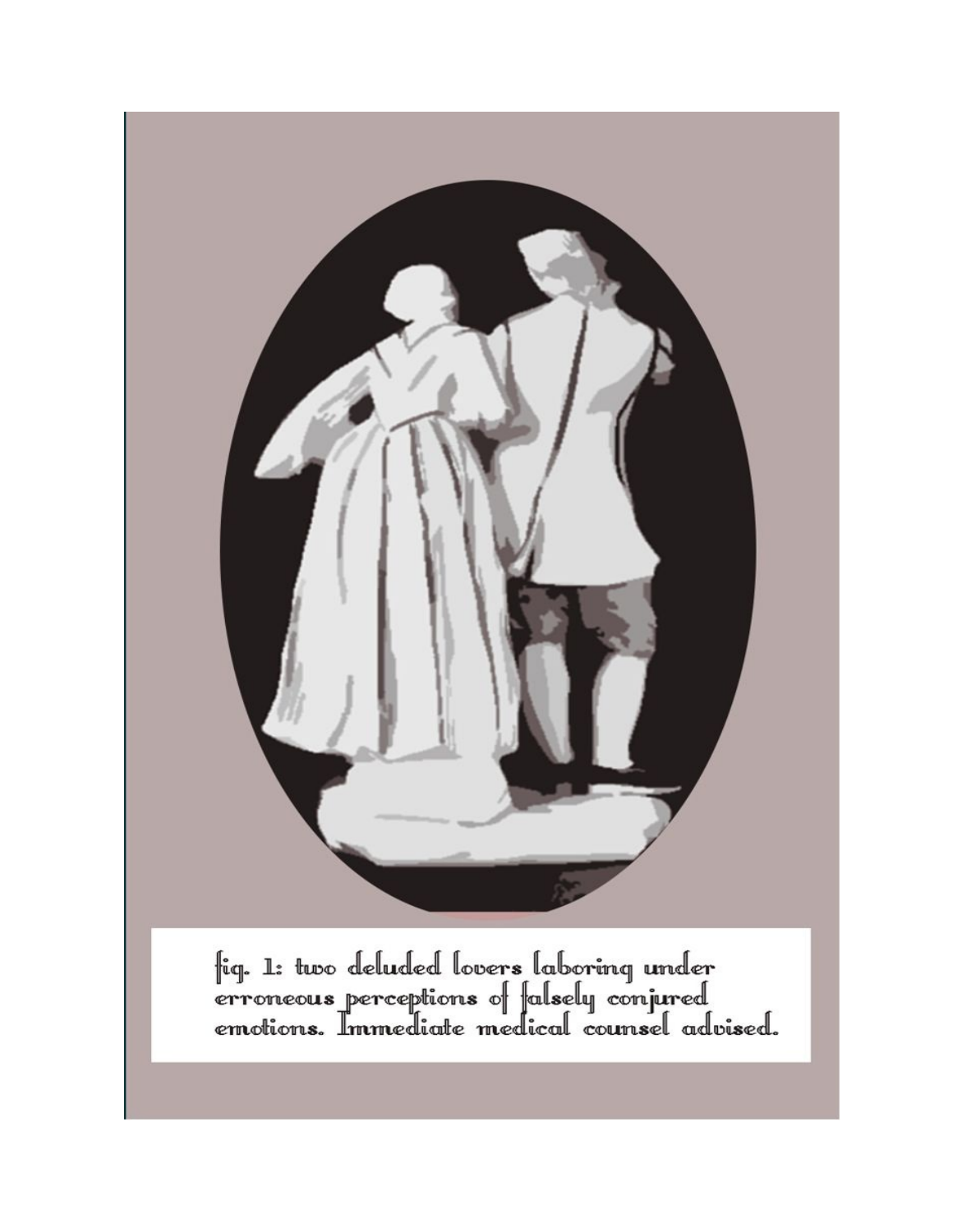fig. 1: two deluded lovers laboring under erroneous perceptions of falsely conjured emotions. Immediate medical counsel advised.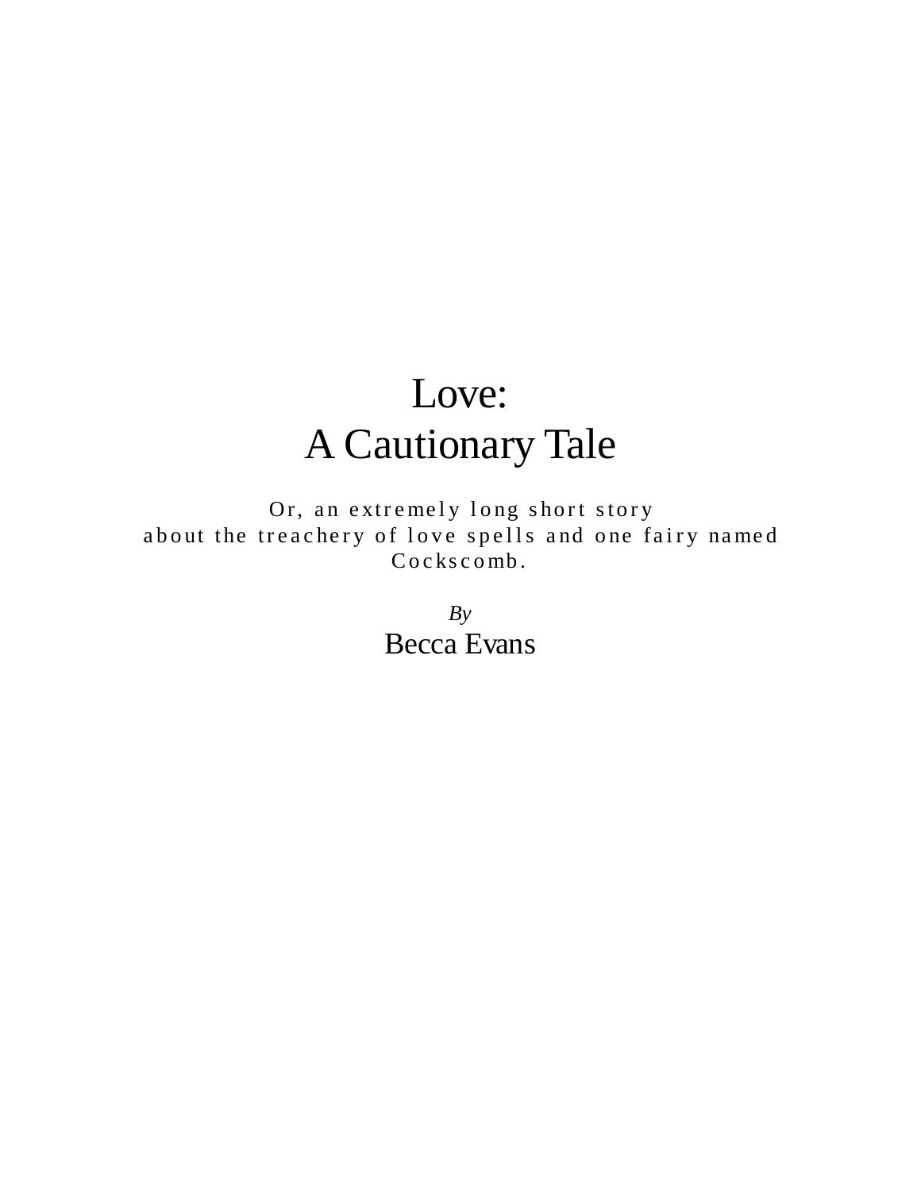# Love:
# A Cautionary Tale

Or, an extremely long short story
about the treachery of love spells and one fairy named Cockscomb.

*By*

Becca Evans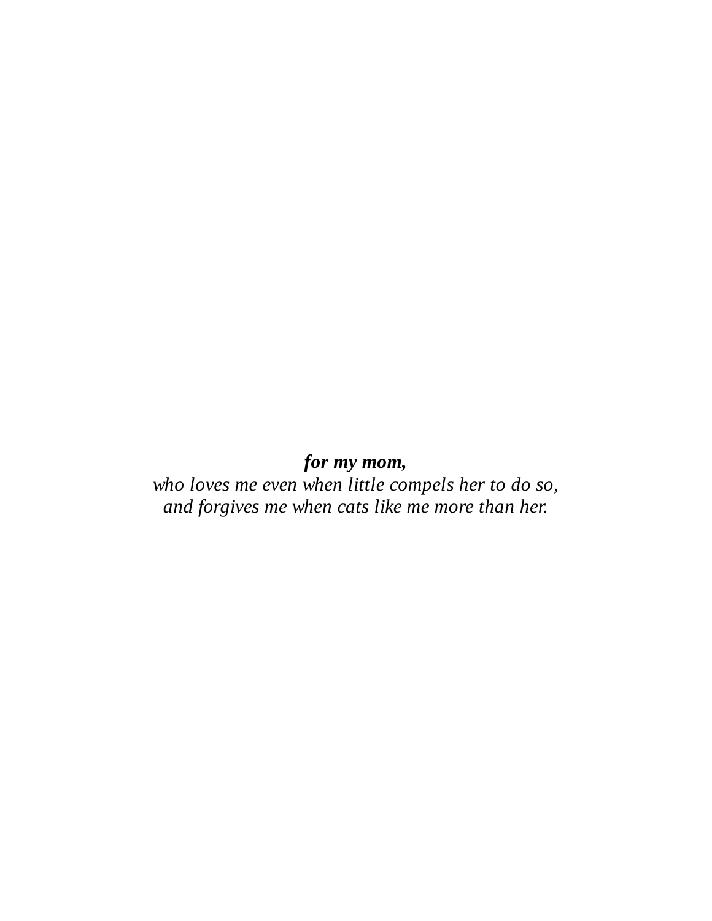***for my mom,***

*who loves me even when little compels her to do so,*
*and forgives me when cats like me more than her.*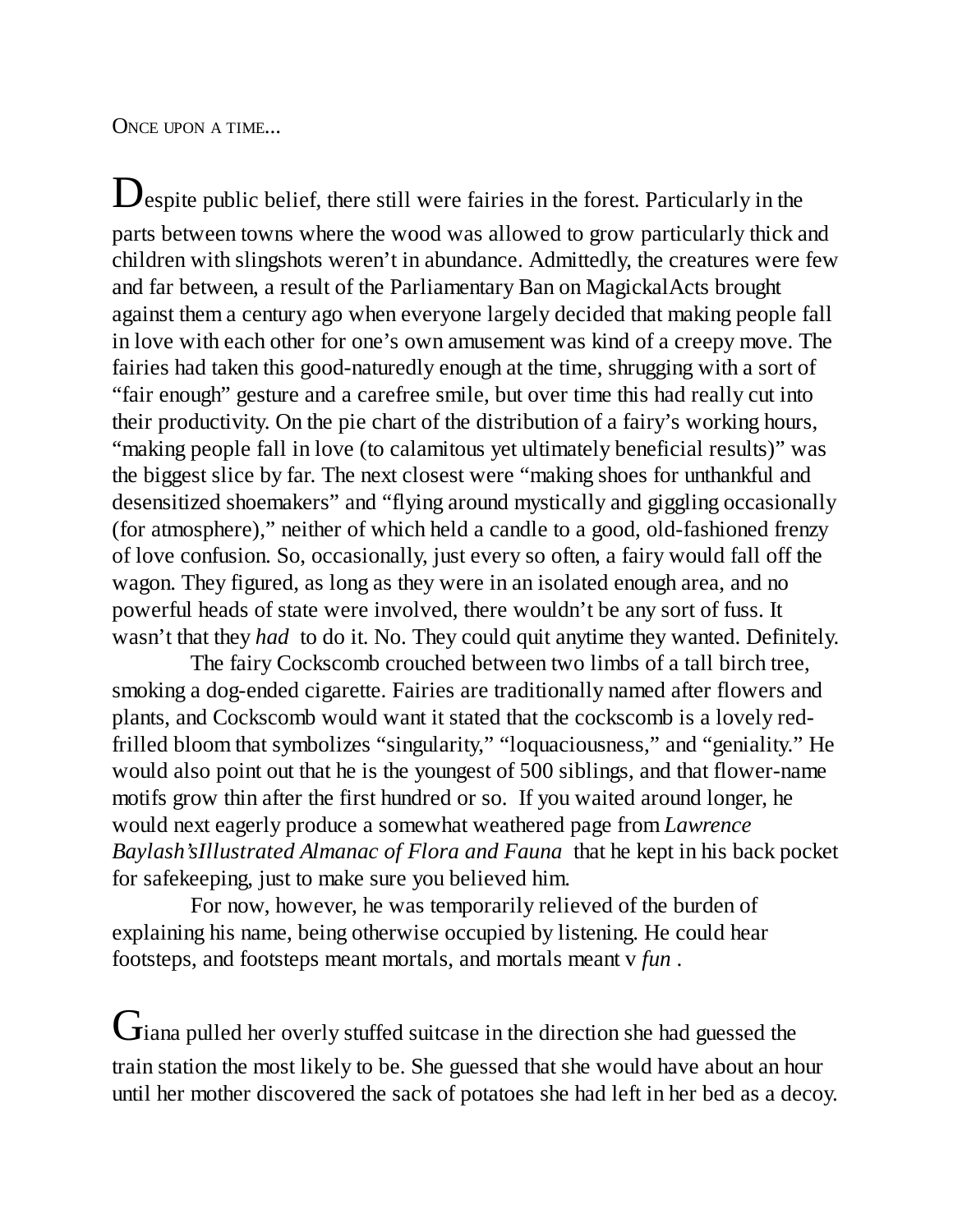Once upon a time...

Despite public belief, there still were fairies in the forest. Particularly in the parts between towns where the wood was allowed to grow particularly thick and children with slingshots weren't in abundance. Admittedly, the creatures were few and far between, a result of the Parliamentary Ban on MagickalActs brought against them a century ago when everyone largely decided that making people fall in love with each other for one's own amusement was kind of a creepy move. The fairies had taken this good-naturedly enough at the time, shrugging with a sort of "fair enough" gesture and a carefree smile, but over time this had really cut into their productivity. On the pie chart of the distribution of a fairy's working hours, "making people fall in love (to calamitous yet ultimately beneficial results)" was the biggest slice by far. The next closest were "making shoes for unthankful and desensitized shoemakers" and "flying around mystically and giggling occasionally (for atmosphere)," neither of which held a candle to a good, old-fashioned frenzy of love confusion. So, occasionally, just every so often, a fairy would fall off the wagon. They figured, as long as they were in an isolated enough area, and no powerful heads of state were involved, there wouldn't be any sort of fuss. It wasn't that they *had* to do it. No. They could quit anytime they wanted. Definitely.

The fairy Cockscomb crouched between two limbs of a tall birch tree, smoking a dog-ended cigarette. Fairies are traditionally named after flowers and plants, and Cockscomb would want it stated that the cockscomb is a lovely red-frilled bloom that symbolizes "singularity," "loquaciousness," and "geniality." He would also point out that he is the youngest of 500 siblings, and that flower-name motifs grow thin after the first hundred or so. If you waited around longer, he would next eagerly produce a somewhat weathered page from *Lawrence Baylash'sIllustrated Almanac of Flora and Fauna* that he kept in his back pocket for safekeeping, just to make sure you believed him.

For now, however, he was temporarily relieved of the burden of explaining his name, being otherwise occupied by listening. He could hear footsteps, and footsteps meant mortals, and mortals meant v *fun* .

Giana pulled her overly stuffed suitcase in the direction she had guessed the train station the most likely to be. She guessed that she would have about an hour until her mother discovered the sack of potatoes she had left in her bed as a decoy.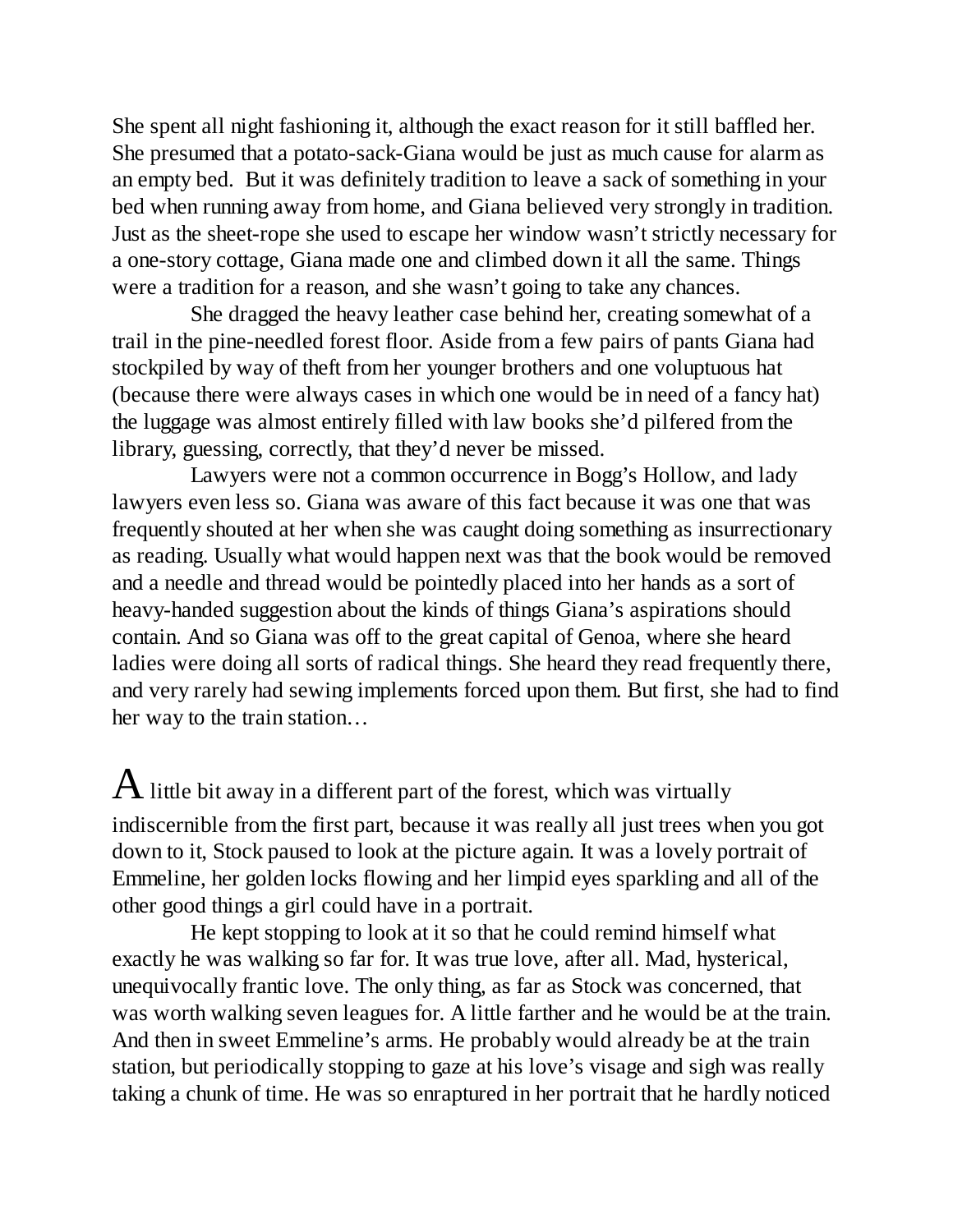She spent all night fashioning it, although the exact reason for it still baffled her. She presumed that a potato-sack-Giana would be just as much cause for alarm as an empty bed. But it was definitely tradition to leave a sack of something in your bed when running away from home, and Giana believed very strongly in tradition. Just as the sheet-rope she used to escape her window wasn't strictly necessary for a one-story cottage, Giana made one and climbed down it all the same. Things were a tradition for a reason, and she wasn't going to take any chances.

She dragged the heavy leather case behind her, creating somewhat of a trail in the pine-needled forest floor. Aside from a few pairs of pants Giana had stockpiled by way of theft from her younger brothers and one voluptuous hat (because there were always cases in which one would be in need of a fancy hat) the luggage was almost entirely filled with law books she'd pilfered from the library, guessing, correctly, that they'd never be missed.

Lawyers were not a common occurrence in Bogg's Hollow, and lady lawyers even less so. Giana was aware of this fact because it was one that was frequently shouted at her when she was caught doing something as insurrectionary as reading. Usually what would happen next was that the book would be removed and a needle and thread would be pointedly placed into her hands as a sort of heavy-handed suggestion about the kinds of things Giana's aspirations should contain. And so Giana was off to the great capital of Genoa, where she heard ladies were doing all sorts of radical things. She heard they read frequently there, and very rarely had sewing implements forced upon them. But first, she had to find her way to the train station…

A little bit away in a different part of the forest, which was virtually indiscernible from the first part, because it was really all just trees when you got down to it, Stock paused to look at the picture again. It was a lovely portrait of Emmeline, her golden locks flowing and her limpid eyes sparkling and all of the other good things a girl could have in a portrait.

He kept stopping to look at it so that he could remind himself what exactly he was walking so far for. It was true love, after all. Mad, hysterical, unequivocally frantic love. The only thing, as far as Stock was concerned, that was worth walking seven leagues for. A little farther and he would be at the train. And then in sweet Emmeline's arms. He probably would already be at the train station, but periodically stopping to gaze at his love's visage and sigh was really taking a chunk of time. He was so enraptured in her portrait that he hardly noticed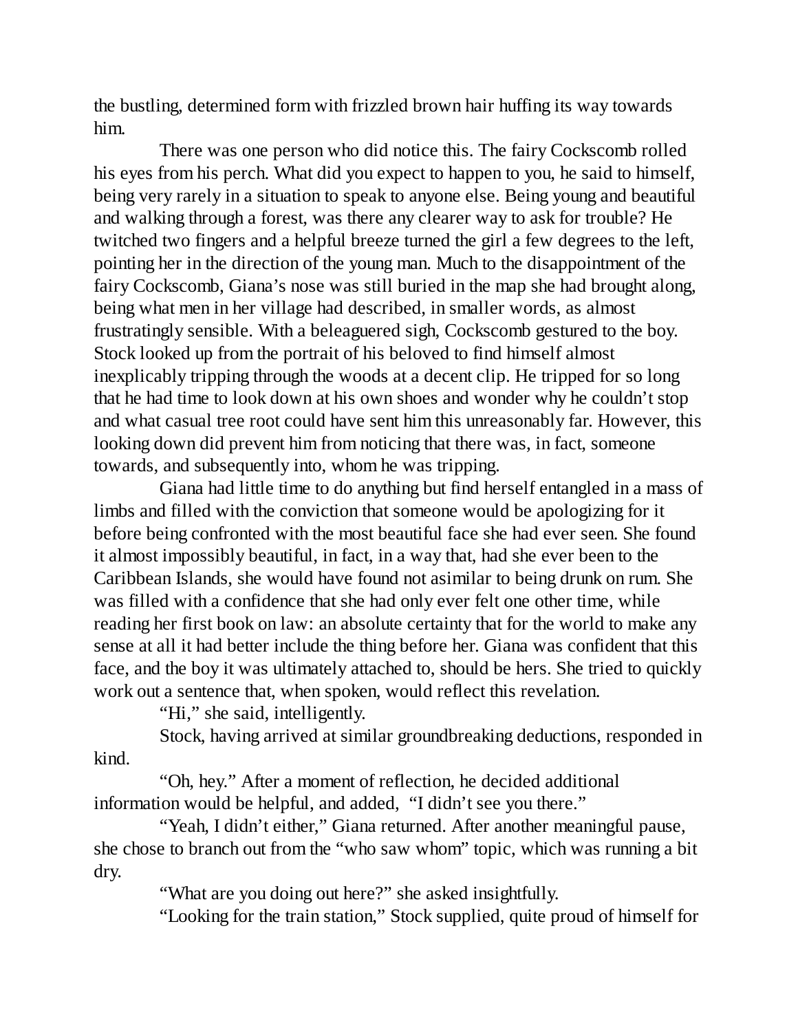the bustling, determined form with frizzled brown hair huffing its way towards him.

There was one person who did notice this. The fairy Cockscomb rolled his eyes from his perch. What did you expect to happen to you, he said to himself, being very rarely in a situation to speak to anyone else. Being young and beautiful and walking through a forest, was there any clearer way to ask for trouble? He twitched two fingers and a helpful breeze turned the girl a few degrees to the left, pointing her in the direction of the young man. Much to the disappointment of the fairy Cockscomb, Giana's nose was still buried in the map she had brought along, being what men in her village had described, in smaller words, as almost frustratingly sensible. With a beleaguered sigh, Cockscomb gestured to the boy. Stock looked up from the portrait of his beloved to find himself almost inexplicably tripping through the woods at a decent clip. He tripped for so long that he had time to look down at his own shoes and wonder why he couldn't stop and what casual tree root could have sent him this unreasonably far. However, this looking down did prevent him from noticing that there was, in fact, someone towards, and subsequently into, whom he was tripping.

Giana had little time to do anything but find herself entangled in a mass of limbs and filled with the conviction that someone would be apologizing for it before being confronted with the most beautiful face she had ever seen. She found it almost impossibly beautiful, in fact, in a way that, had she ever been to the Caribbean Islands, she would have found not asimilar to being drunk on rum. She was filled with a confidence that she had only ever felt one other time, while reading her first book on law: an absolute certainty that for the world to make any sense at all it had better include the thing before her. Giana was confident that this face, and the boy it was ultimately attached to, should be hers. She tried to quickly work out a sentence that, when spoken, would reflect this revelation.

"Hi," she said, intelligently.

Stock, having arrived at similar groundbreaking deductions, responded in kind.

"Oh, hey." After a moment of reflection, he decided additional information would be helpful, and added, "I didn't see you there."

"Yeah, I didn't either," Giana returned. After another meaningful pause, she chose to branch out from the "who saw whom" topic, which was running a bit dry.

"What are you doing out here?" she asked insightfully.

"Looking for the train station," Stock supplied, quite proud of himself for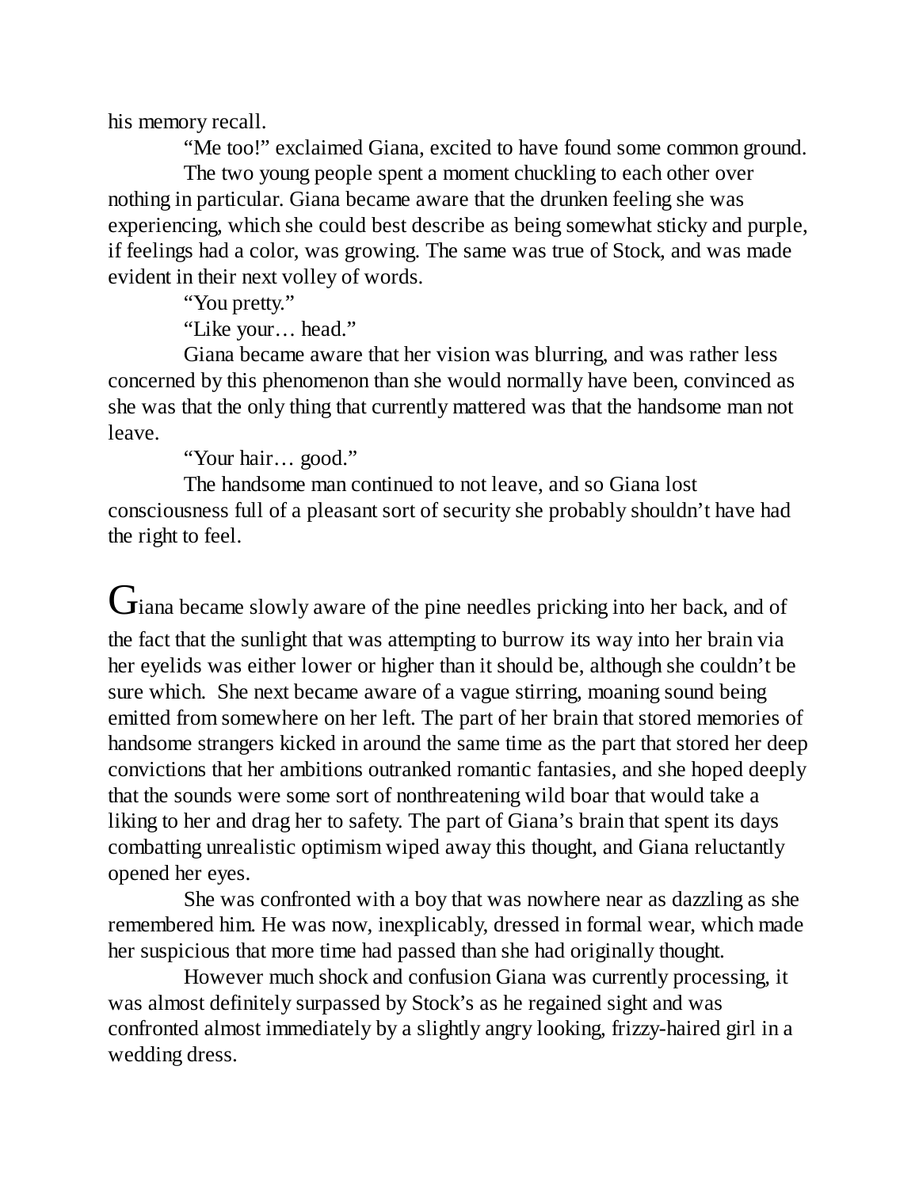his memory recall.

"Me too!" exclaimed Giana, excited to have found some common ground.

The two young people spent a moment chuckling to each other over nothing in particular. Giana became aware that the drunken feeling she was experiencing, which she could best describe as being somewhat sticky and purple, if feelings had a color, was growing. The same was true of Stock, and was made evident in their next volley of words.

"You pretty."

"Like your… head."

Giana became aware that her vision was blurring, and was rather less concerned by this phenomenon than she would normally have been, convinced as she was that the only thing that currently mattered was that the handsome man not leave.

"Your hair… good."

The handsome man continued to not leave, and so Giana lost consciousness full of a pleasant sort of security she probably shouldn't have had the right to feel.

Giana became slowly aware of the pine needles pricking into her back, and of the fact that the sunlight that was attempting to burrow its way into her brain via her eyelids was either lower or higher than it should be, although she couldn't be sure which. She next became aware of a vague stirring, moaning sound being emitted from somewhere on her left. The part of her brain that stored memories of handsome strangers kicked in around the same time as the part that stored her deep convictions that her ambitions outranked romantic fantasies, and she hoped deeply that the sounds were some sort of nonthreatening wild boar that would take a liking to her and drag her to safety. The part of Giana's brain that spent its days combatting unrealistic optimism wiped away this thought, and Giana reluctantly opened her eyes.

She was confronted with a boy that was nowhere near as dazzling as she remembered him. He was now, inexplicably, dressed in formal wear, which made her suspicious that more time had passed than she had originally thought.

However much shock and confusion Giana was currently processing, it was almost definitely surpassed by Stock's as he regained sight and was confronted almost immediately by a slightly angry looking, frizzy-haired girl in a wedding dress.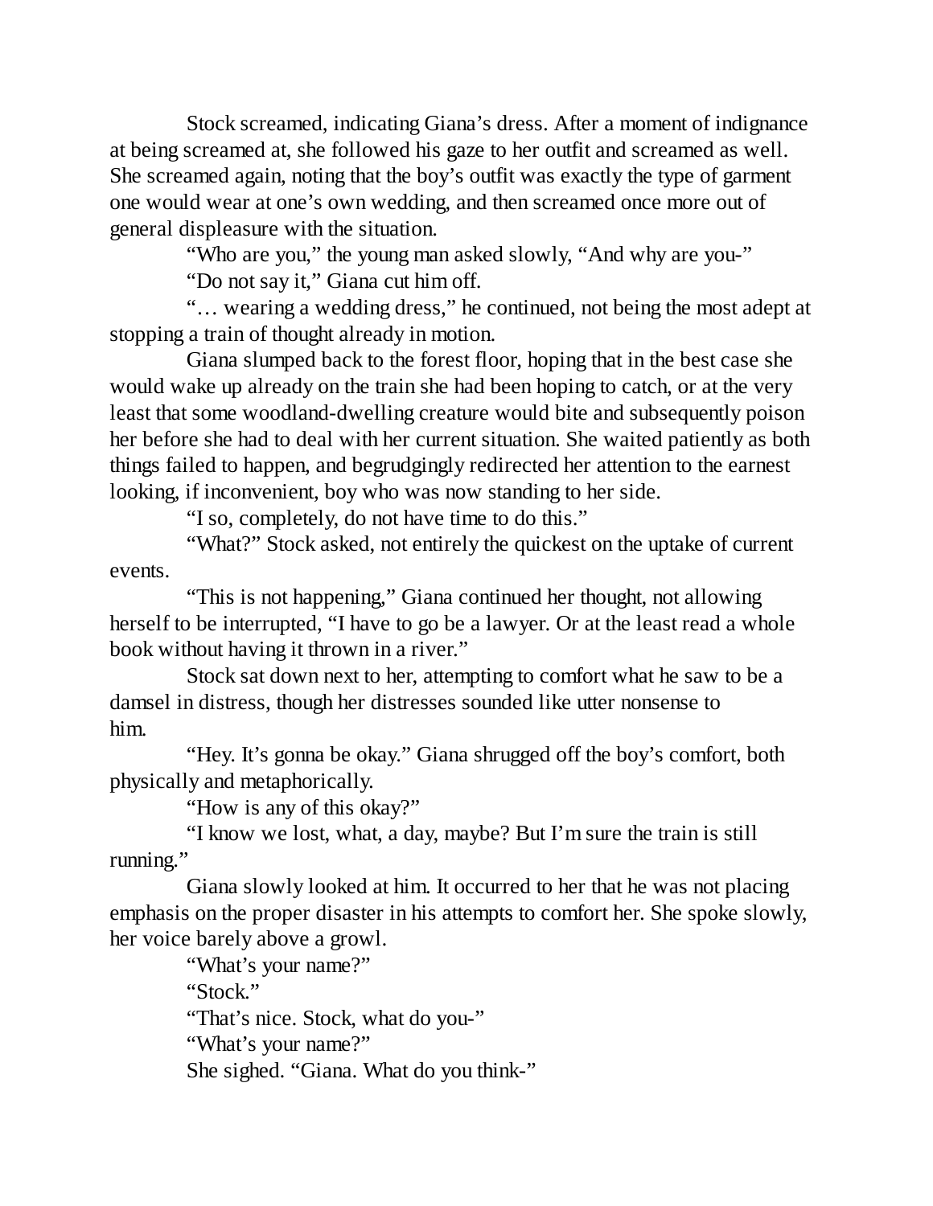Stock screamed, indicating Giana's dress. After a moment of indignance at being screamed at, she followed his gaze to her outfit and screamed as well. She screamed again, noting that the boy's outfit was exactly the type of garment one would wear at one's own wedding, and then screamed once more out of general displeasure with the situation.

"Who are you," the young man asked slowly, "And why are you-"

"Do not say it," Giana cut him off.

"… wearing a wedding dress," he continued, not being the most adept at stopping a train of thought already in motion.

Giana slumped back to the forest floor, hoping that in the best case she would wake up already on the train she had been hoping to catch, or at the very least that some woodland-dwelling creature would bite and subsequently poison her before she had to deal with her current situation. She waited patiently as both things failed to happen, and begrudgingly redirected her attention to the earnest looking, if inconvenient, boy who was now standing to her side.

"I so, completely, do not have time to do this."

"What?" Stock asked, not entirely the quickest on the uptake of current events.

"This is not happening," Giana continued her thought, not allowing herself to be interrupted, "I have to go be a lawyer. Or at the least read a whole book without having it thrown in a river."

Stock sat down next to her, attempting to comfort what he saw to be a damsel in distress, though her distresses sounded like utter nonsense to him.

"Hey. It's gonna be okay." Giana shrugged off the boy's comfort, both physically and metaphorically.

"How is any of this okay?"

"I know we lost, what, a day, maybe? But I'm sure the train is still running."

Giana slowly looked at him. It occurred to her that he was not placing emphasis on the proper disaster in his attempts to comfort her. She spoke slowly, her voice barely above a growl.

"What's your name?"

"Stock."

"That's nice. Stock, what do you-"

"What's your name?"

She sighed. "Giana. What do you think-"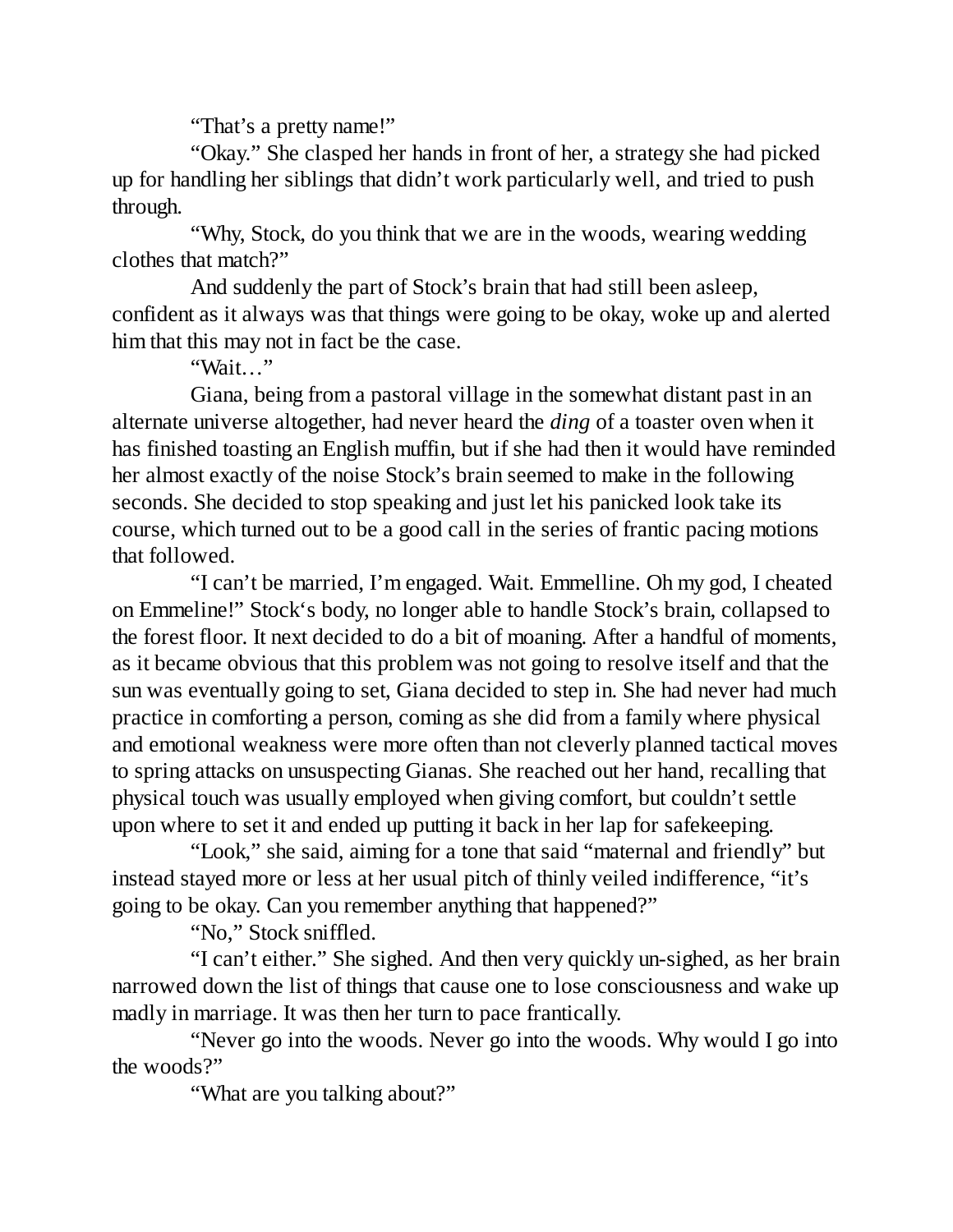"That's a pretty name!"

"Okay." She clasped her hands in front of her, a strategy she had picked up for handling her siblings that didn't work particularly well, and tried to push through.

"Why, Stock, do you think that we are in the woods, wearing wedding clothes that match?"

And suddenly the part of Stock's brain that had still been asleep, confident as it always was that things were going to be okay, woke up and alerted him that this may not in fact be the case.

"Wait…"

Giana, being from a pastoral village in the somewhat distant past in an alternate universe altogether, had never heard the *ding* of a toaster oven when it has finished toasting an English muffin, but if she had then it would have reminded her almost exactly of the noise Stock's brain seemed to make in the following seconds. She decided to stop speaking and just let his panicked look take its course, which turned out to be a good call in the series of frantic pacing motions that followed.

"I can't be married, I'm engaged. Wait. Emmelline. Oh my god, I cheated on Emmeline!" Stock's body, no longer able to handle Stock's brain, collapsed to the forest floor. It next decided to do a bit of moaning. After a handful of moments, as it became obvious that this problem was not going to resolve itself and that the sun was eventually going to set, Giana decided to step in. She had never had much practice in comforting a person, coming as she did from a family where physical and emotional weakness were more often than not cleverly planned tactical moves to spring attacks on unsuspecting Gianas. She reached out her hand, recalling that physical touch was usually employed when giving comfort, but couldn't settle upon where to set it and ended up putting it back in her lap for safekeeping.

"Look," she said, aiming for a tone that said "maternal and friendly" but instead stayed more or less at her usual pitch of thinly veiled indifference, "it's going to be okay. Can you remember anything that happened?"

"No," Stock sniffled.

"I can't either." She sighed. And then very quickly un-sighed, as her brain narrowed down the list of things that cause one to lose consciousness and wake up madly in marriage. It was then her turn to pace frantically.

"Never go into the woods. Never go into the woods. Why would I go into the woods?"

"What are you talking about?"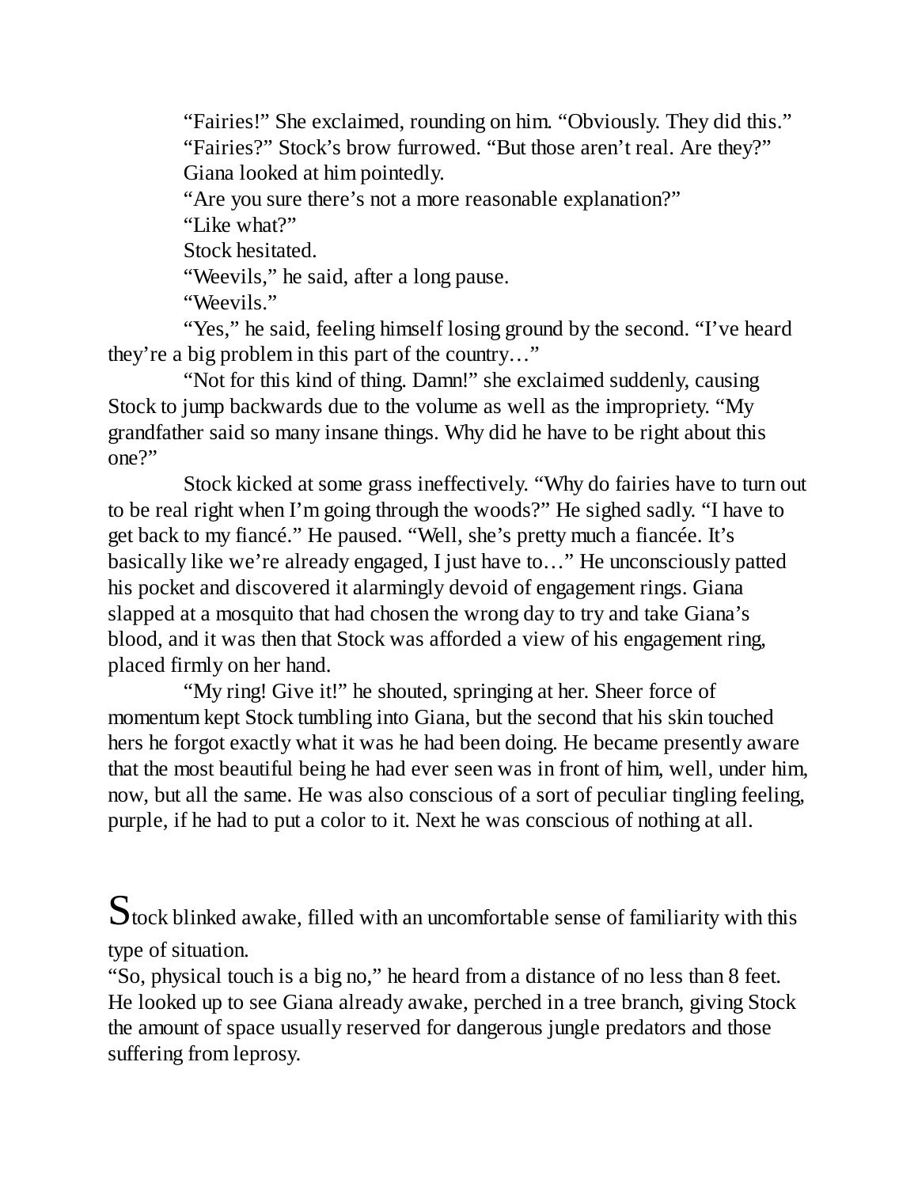"Fairies!" She exclaimed, rounding on him. "Obviously. They did this."

"Fairies?" Stock's brow furrowed. "But those aren't real. Are they?"

Giana looked at him pointedly.

"Are you sure there's not a more reasonable explanation?"

"Like what?"

Stock hesitated.

"Weevils," he said, after a long pause.

"Weevils."

"Yes," he said, feeling himself losing ground by the second. "I've heard they're a big problem in this part of the country…"

"Not for this kind of thing. Damn!" she exclaimed suddenly, causing Stock to jump backwards due to the volume as well as the impropriety. "My grandfather said so many insane things. Why did he have to be right about this one?"

Stock kicked at some grass ineffectively. "Why do fairies have to turn out to be real right when I'm going through the woods?" He sighed sadly. "I have to get back to my fiancé." He paused. "Well, she's pretty much a fiancée. It's basically like we're already engaged, I just have to…" He unconsciously patted his pocket and discovered it alarmingly devoid of engagement rings. Giana slapped at a mosquito that had chosen the wrong day to try and take Giana's blood, and it was then that Stock was afforded a view of his engagement ring, placed firmly on her hand.

"My ring! Give it!" he shouted, springing at her. Sheer force of momentum kept Stock tumbling into Giana, but the second that his skin touched hers he forgot exactly what it was he had been doing. He became presently aware that the most beautiful being he had ever seen was in front of him, well, under him, now, but all the same. He was also conscious of a sort of peculiar tingling feeling, purple, if he had to put a color to it. Next he was conscious of nothing at all.

Stock blinked awake, filled with an uncomfortable sense of familiarity with this type of situation.

"So, physical touch is a big no," he heard from a distance of no less than 8 feet. He looked up to see Giana already awake, perched in a tree branch, giving Stock the amount of space usually reserved for dangerous jungle predators and those suffering from leprosy.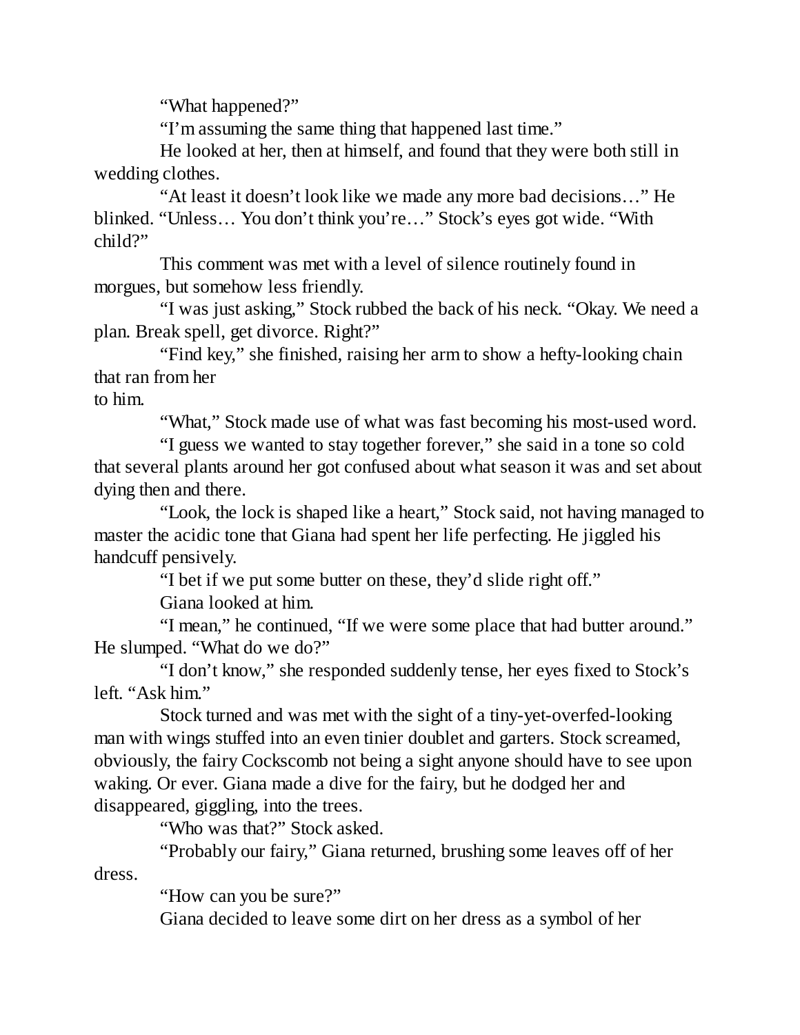"What happened?"

"I'm assuming the same thing that happened last time."

He looked at her, then at himself, and found that they were both still in wedding clothes.

"At least it doesn't look like we made any more bad decisions…" He blinked. "Unless… You don't think you're…" Stock's eyes got wide. "With child?"

This comment was met with a level of silence routinely found in morgues, but somehow less friendly.

"I was just asking," Stock rubbed the back of his neck. "Okay. We need a plan. Break spell, get divorce. Right?"

"Find key," she finished, raising her arm to show a hefty-looking chain that ran from her to him.

"What," Stock made use of what was fast becoming his most-used word.

"I guess we wanted to stay together forever," she said in a tone so cold that several plants around her got confused about what season it was and set about dying then and there.

"Look, the lock is shaped like a heart," Stock said, not having managed to master the acidic tone that Giana had spent her life perfecting. He jiggled his handcuff pensively.

"I bet if we put some butter on these, they'd slide right off."

Giana looked at him.

"I mean," he continued, "If we were some place that had butter around." He slumped. "What do we do?"

"I don't know," she responded suddenly tense, her eyes fixed to Stock's left. "Ask him."

Stock turned and was met with the sight of a tiny-yet-overfed-looking man with wings stuffed into an even tinier doublet and garters. Stock screamed, obviously, the fairy Cockscomb not being a sight anyone should have to see upon waking. Or ever. Giana made a dive for the fairy, but he dodged her and disappeared, giggling, into the trees.

"Who was that?" Stock asked.

"Probably our fairy," Giana returned, brushing some leaves off of her dress.

"How can you be sure?"

Giana decided to leave some dirt on her dress as a symbol of her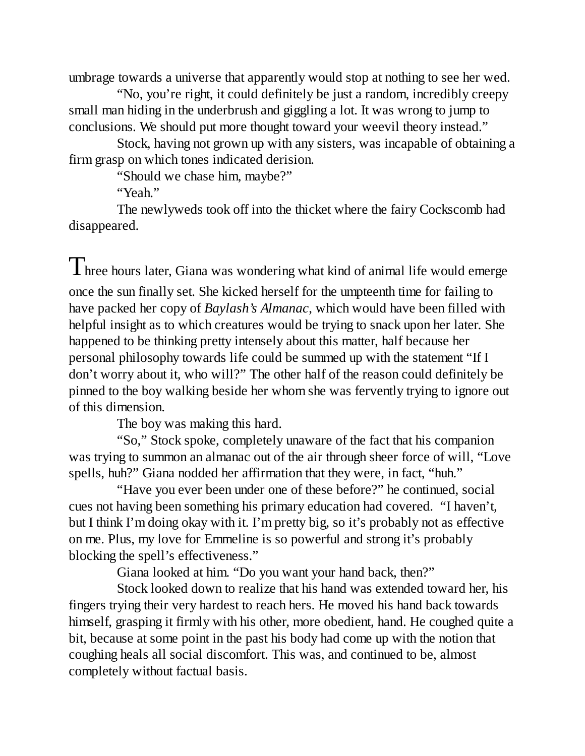umbrage towards a universe that apparently would stop at nothing to see her wed.

"No, you're right, it could definitely be just a random, incredibly creepy small man hiding in the underbrush and giggling a lot. It was wrong to jump to conclusions. We should put more thought toward your weevil theory instead."

Stock, having not grown up with any sisters, was incapable of obtaining a firm grasp on which tones indicated derision.

"Should we chase him, maybe?"

"Yeah."

The newlyweds took off into the thicket where the fairy Cockscomb had disappeared.

Three hours later, Giana was wondering what kind of animal life would emerge once the sun finally set. She kicked herself for the umpteenth time for failing to have packed her copy of *Baylash's Almanac*, which would have been filled with helpful insight as to which creatures would be trying to snack upon her later. She happened to be thinking pretty intensely about this matter, half because her personal philosophy towards life could be summed up with the statement "If I don't worry about it, who will?" The other half of the reason could definitely be pinned to the boy walking beside her whom she was fervently trying to ignore out of this dimension.

The boy was making this hard.

"So," Stock spoke, completely unaware of the fact that his companion was trying to summon an almanac out of the air through sheer force of will, "Love spells, huh?" Giana nodded her affirmation that they were, in fact, "huh."

"Have you ever been under one of these before?" he continued, social cues not having been something his primary education had covered. "I haven't, but I think I'm doing okay with it. I'm pretty big, so it's probably not as effective on me. Plus, my love for Emmeline is so powerful and strong it's probably blocking the spell's effectiveness."

Giana looked at him. "Do you want your hand back, then?"

Stock looked down to realize that his hand was extended toward her, his fingers trying their very hardest to reach hers. He moved his hand back towards himself, grasping it firmly with his other, more obedient, hand. He coughed quite a bit, because at some point in the past his body had come up with the notion that coughing heals all social discomfort. This was, and continued to be, almost completely without factual basis.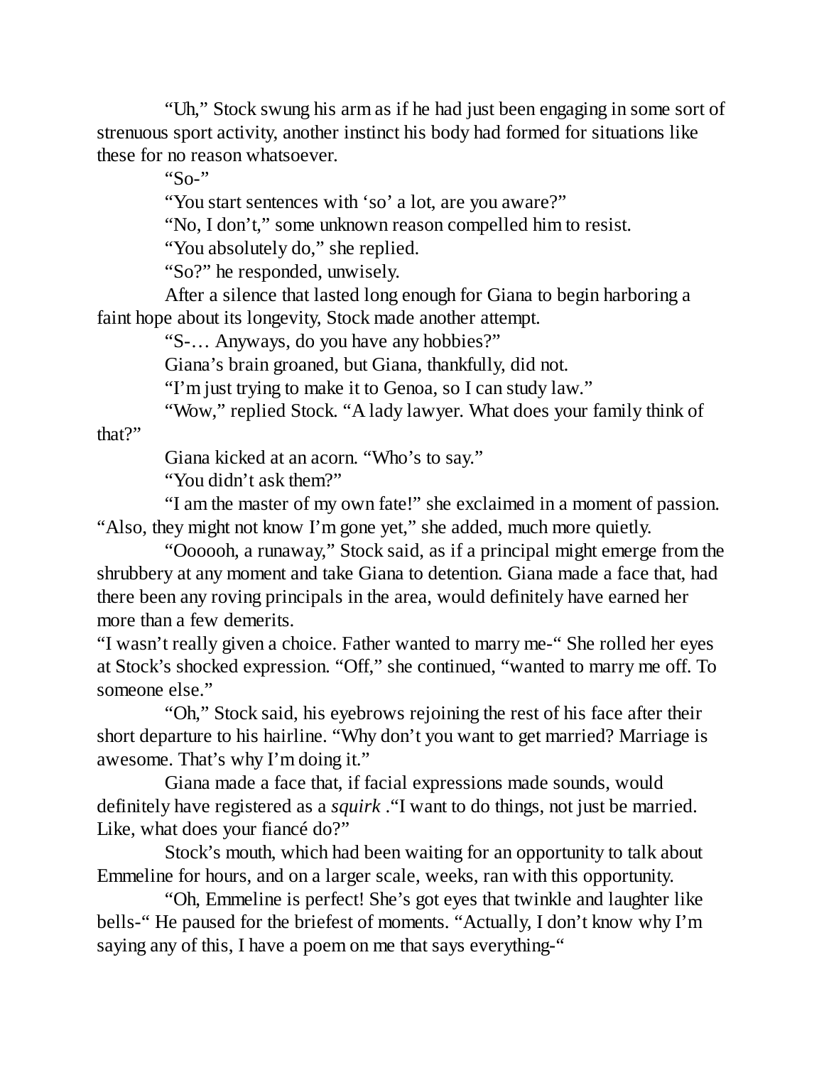"Uh," Stock swung his arm as if he had just been engaging in some sort of strenuous sport activity, another instinct his body had formed for situations like these for no reason whatsoever.

"So-"

"You start sentences with 'so' a lot, are you aware?"

"No, I don't," some unknown reason compelled him to resist.

"You absolutely do," she replied.

"So?" he responded, unwisely.

After a silence that lasted long enough for Giana to begin harboring a faint hope about its longevity, Stock made another attempt.

"S-… Anyways, do you have any hobbies?"

Giana's brain groaned, but Giana, thankfully, did not.

"I'm just trying to make it to Genoa, so I can study law."

"Wow," replied Stock. "A lady lawyer. What does your family think of that?"

Giana kicked at an acorn. "Who's to say."

"You didn't ask them?"

"I am the master of my own fate!" she exclaimed in a moment of passion. "Also, they might not know I'm gone yet," she added, much more quietly.

"Oooooh, a runaway," Stock said, as if a principal might emerge from the shrubbery at any moment and take Giana to detention. Giana made a face that, had there been any roving principals in the area, would definitely have earned her more than a few demerits.

"I wasn't really given a choice. Father wanted to marry me-" She rolled her eyes at Stock's shocked expression. "Off," she continued, "wanted to marry me off. To someone else."

"Oh," Stock said, his eyebrows rejoining the rest of his face after their short departure to his hairline. "Why don't you want to get married? Marriage is awesome. That's why I'm doing it."

Giana made a face that, if facial expressions made sounds, would definitely have registered as a *squirk* ."I want to do things, not just be married. Like, what does your fiancé do?"

Stock's mouth, which had been waiting for an opportunity to talk about Emmeline for hours, and on a larger scale, weeks, ran with this opportunity.

"Oh, Emmeline is perfect! She's got eyes that twinkle and laughter like bells-" He paused for the briefest of moments. "Actually, I don't know why I'm saying any of this, I have a poem on me that says everything-"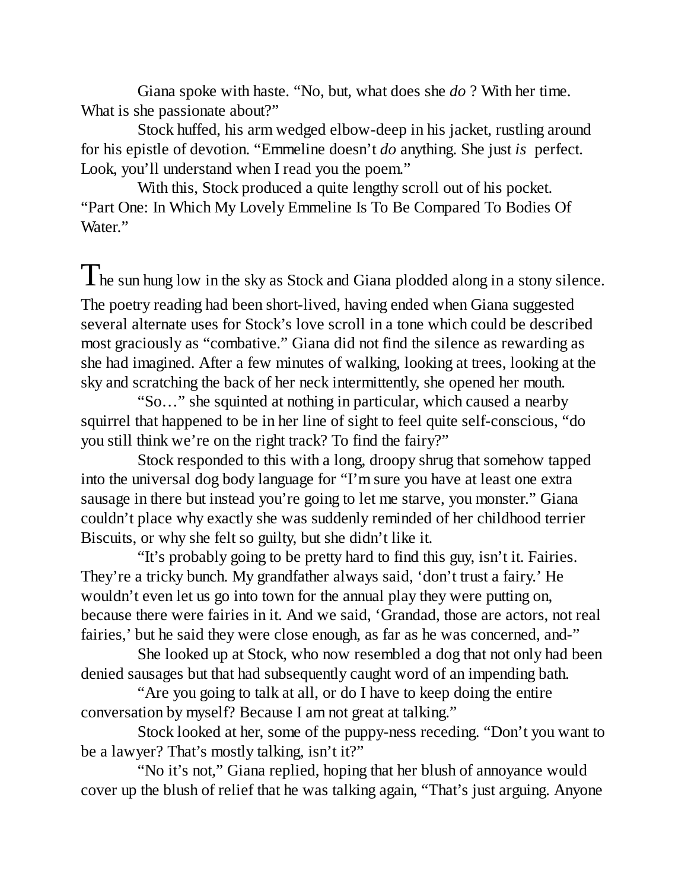Giana spoke with haste. “No, but, what does she *do* ? With her time. What is she passionate about?”

Stock huffed, his arm wedged elbow-deep in his jacket, rustling around for his epistle of devotion. “Emmeline doesn’t *do* anything. She just *is* perfect. Look, you’ll understand when I read you the poem.”

With this, Stock produced a quite lengthy scroll out of his pocket. “Part One: In Which My Lovely Emmeline Is To Be Compared To Bodies Of Water.”

The sun hung low in the sky as Stock and Giana plodded along in a stony silence. The poetry reading had been short-lived, having ended when Giana suggested several alternate uses for Stock’s love scroll in a tone which could be described most graciously as “combative.” Giana did not find the silence as rewarding as she had imagined. After a few minutes of walking, looking at trees, looking at the sky and scratching the back of her neck intermittently, she opened her mouth.

“So…” she squinted at nothing in particular, which caused a nearby squirrel that happened to be in her line of sight to feel quite self-conscious, “do you still think we’re on the right track? To find the fairy?”

Stock responded to this with a long, droopy shrug that somehow tapped into the universal dog body language for “I’m sure you have at least one extra sausage in there but instead you’re going to let me starve, you monster.” Giana couldn’t place why exactly she was suddenly reminded of her childhood terrier Biscuits, or why she felt so guilty, but she didn’t like it.

“It’s probably going to be pretty hard to find this guy, isn’t it. Fairies. They’re a tricky bunch. My grandfather always said, ‘don’t trust a fairy.’ He wouldn’t even let us go into town for the annual play they were putting on, because there were fairies in it. And we said, ‘Grandad, those are actors, not real fairies,’ but he said they were close enough, as far as he was concerned, and-”

She looked up at Stock, who now resembled a dog that not only had been denied sausages but that had subsequently caught word of an impending bath.

“Are you going to talk at all, or do I have to keep doing the entire conversation by myself? Because I am not great at talking.”

Stock looked at her, some of the puppy-ness receding. “Don’t you want to be a lawyer? That’s mostly talking, isn’t it?”

“No it’s not,” Giana replied, hoping that her blush of annoyance would cover up the blush of relief that he was talking again, “That’s just arguing. Anyone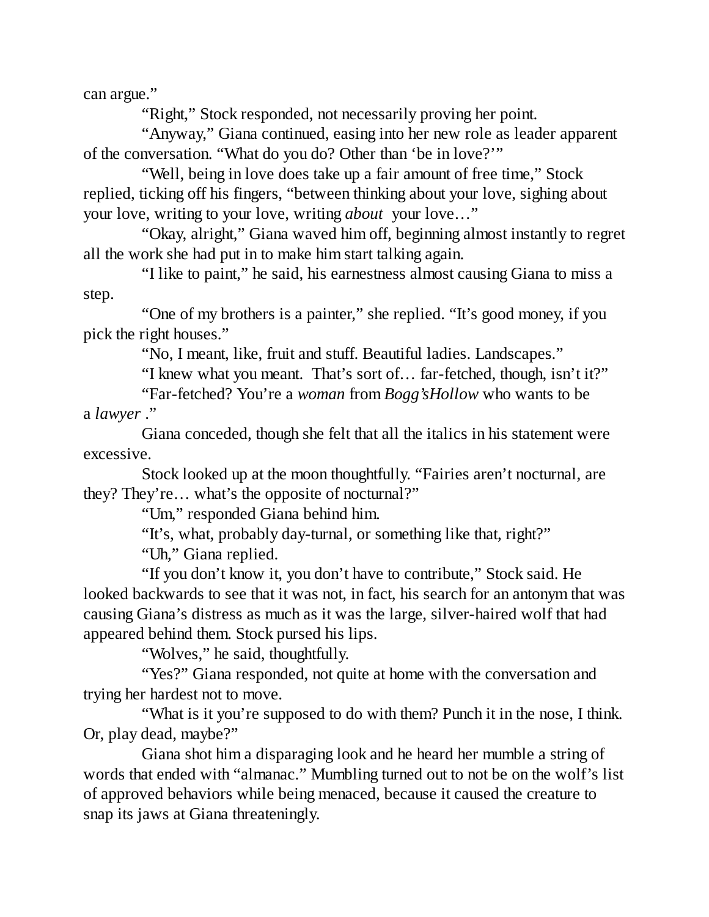can argue."

"Right," Stock responded, not necessarily proving her point.

"Anyway," Giana continued, easing into her new role as leader apparent of the conversation. "What do you do? Other than 'be in love?'"

"Well, being in love does take up a fair amount of free time," Stock replied, ticking off his fingers, "between thinking about your love, sighing about your love, writing to your love, writing *about* your love…"

"Okay, alright," Giana waved him off, beginning almost instantly to regret all the work she had put in to make him start talking again.

"I like to paint," he said, his earnestness almost causing Giana to miss a step.

"One of my brothers is a painter," she replied. "It's good money, if you pick the right houses."

"No, I meant, like, fruit and stuff. Beautiful ladies. Landscapes."

"I knew what you meant. That's sort of… far-fetched, though, isn't it?"

"Far-fetched? You're a *woman* from *Bogg'sHollow* who wants to be a *lawyer* ."

Giana conceded, though she felt that all the italics in his statement were excessive.

Stock looked up at the moon thoughtfully. "Fairies aren't nocturnal, are they? They're… what's the opposite of nocturnal?"

"Um," responded Giana behind him.

"It's, what, probably day-turnal, or something like that, right?"

"Uh," Giana replied.

"If you don't know it, you don't have to contribute," Stock said. He looked backwards to see that it was not, in fact, his search for an antonym that was causing Giana's distress as much as it was the large, silver-haired wolf that had appeared behind them. Stock pursed his lips.

"Wolves," he said, thoughtfully.

"Yes?" Giana responded, not quite at home with the conversation and trying her hardest not to move.

"What is it you're supposed to do with them? Punch it in the nose, I think. Or, play dead, maybe?"

Giana shot him a disparaging look and he heard her mumble a string of words that ended with "almanac." Mumbling turned out to not be on the wolf's list of approved behaviors while being menaced, because it caused the creature to snap its jaws at Giana threateningly.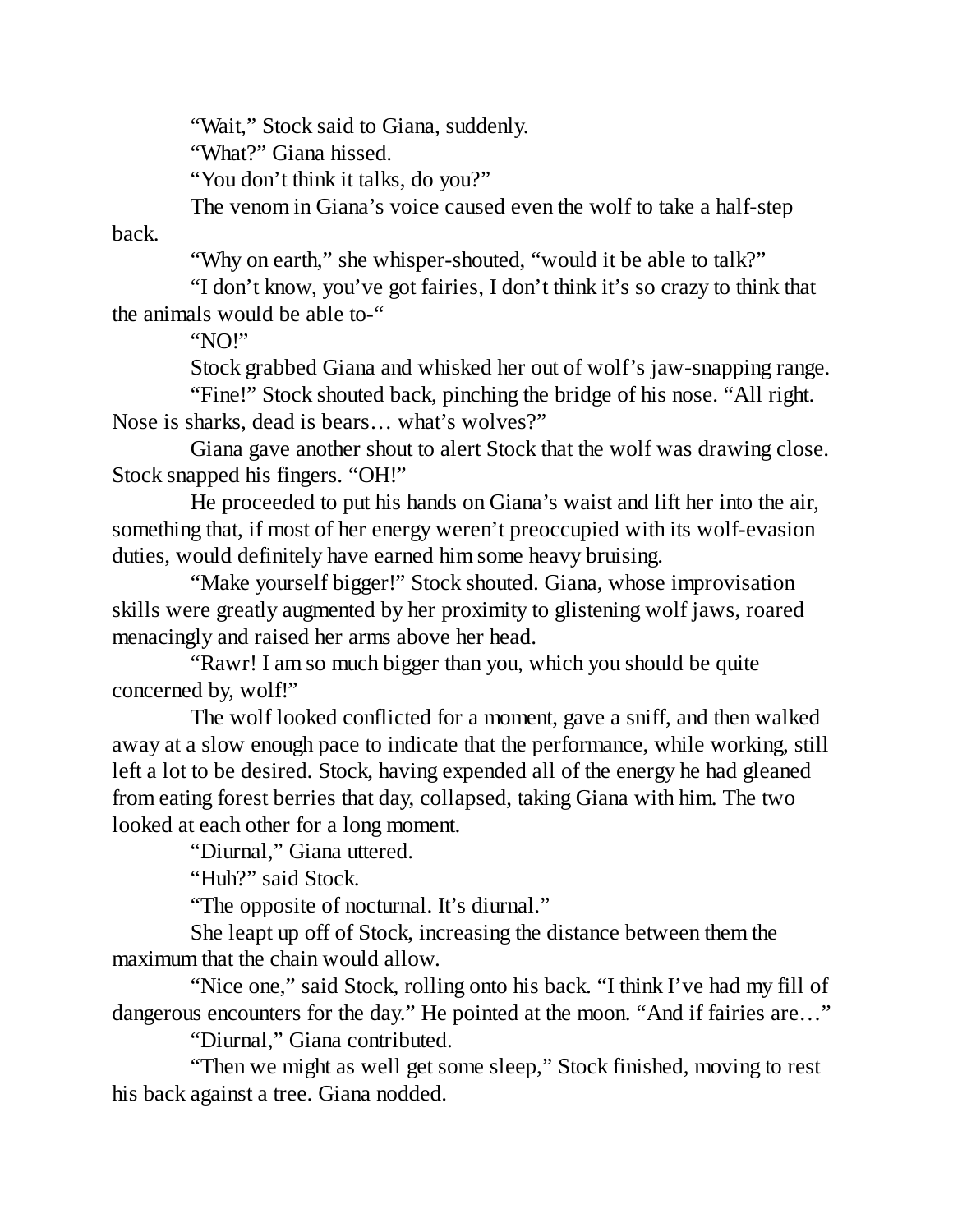"Wait," Stock said to Giana, suddenly.

"What?" Giana hissed.

"You don't think it talks, do you?"

The venom in Giana's voice caused even the wolf to take a half-step back.

"Why on earth," she whisper-shouted, "would it be able to talk?"

"I don't know, you've got fairies, I don't think it's so crazy to think that the animals would be able to-"

"NO!"

Stock grabbed Giana and whisked her out of wolf's jaw-snapping range.

"Fine!" Stock shouted back, pinching the bridge of his nose. "All right. Nose is sharks, dead is bears… what's wolves?"

Giana gave another shout to alert Stock that the wolf was drawing close. Stock snapped his fingers. "OH!"

He proceeded to put his hands on Giana's waist and lift her into the air, something that, if most of her energy weren't preoccupied with its wolf-evasion duties, would definitely have earned him some heavy bruising.

"Make yourself bigger!" Stock shouted. Giana, whose improvisation skills were greatly augmented by her proximity to glistening wolf jaws, roared menacingly and raised her arms above her head.

"Rawr! I am so much bigger than you, which you should be quite concerned by, wolf!"

The wolf looked conflicted for a moment, gave a sniff, and then walked away at a slow enough pace to indicate that the performance, while working, still left a lot to be desired. Stock, having expended all of the energy he had gleaned from eating forest berries that day, collapsed, taking Giana with him. The two looked at each other for a long moment.

"Diurnal," Giana uttered.

"Huh?" said Stock.

"The opposite of nocturnal. It's diurnal."

She leapt up off of Stock, increasing the distance between them the maximum that the chain would allow.

"Nice one," said Stock, rolling onto his back. "I think I've had my fill of dangerous encounters for the day." He pointed at the moon. "And if fairies are…"

"Diurnal," Giana contributed.

"Then we might as well get some sleep," Stock finished, moving to rest his back against a tree. Giana nodded.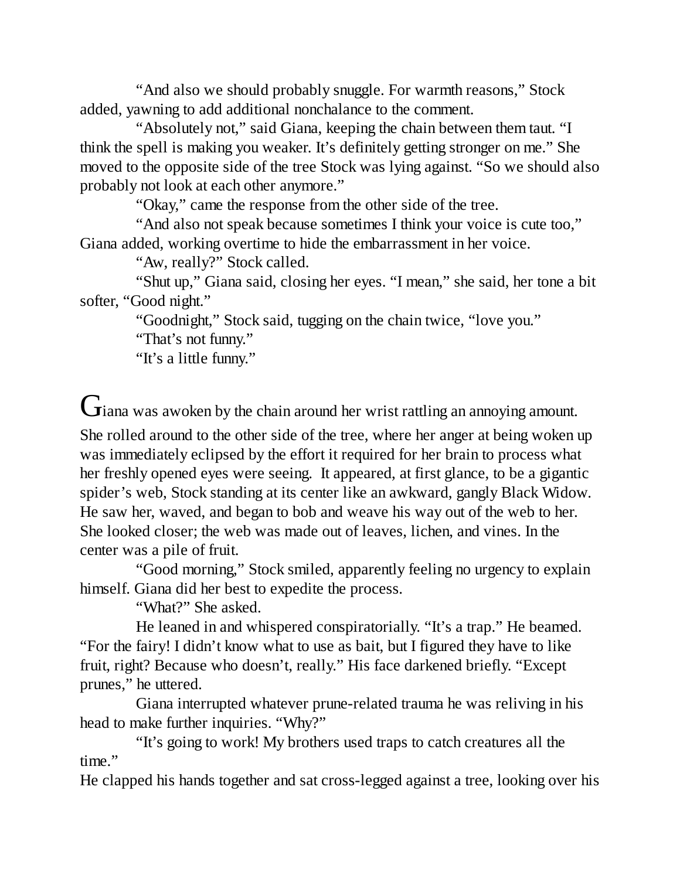"And also we should probably snuggle. For warmth reasons," Stock added, yawning to add additional nonchalance to the comment.

"Absolutely not," said Giana, keeping the chain between them taut. "I think the spell is making you weaker. It's definitely getting stronger on me." She moved to the opposite side of the tree Stock was lying against. "So we should also probably not look at each other anymore."

"Okay," came the response from the other side of the tree.

"And also not speak because sometimes I think your voice is cute too," Giana added, working overtime to hide the embarrassment in her voice.

"Aw, really?" Stock called.

"Shut up," Giana said, closing her eyes. "I mean," she said, her tone a bit softer, "Good night."

"Goodnight," Stock said, tugging on the chain twice, "love you."

"That's not funny."

"It's a little funny."

Giana was awoken by the chain around her wrist rattling an annoying amount. She rolled around to the other side of the tree, where her anger at being woken up was immediately eclipsed by the effort it required for her brain to process what her freshly opened eyes were seeing. It appeared, at first glance, to be a gigantic spider's web, Stock standing at its center like an awkward, gangly Black Widow. He saw her, waved, and began to bob and weave his way out of the web to her. She looked closer; the web was made out of leaves, lichen, and vines. In the center was a pile of fruit.

"Good morning," Stock smiled, apparently feeling no urgency to explain himself. Giana did her best to expedite the process.

"What?" She asked.

He leaned in and whispered conspiratorially. "It's a trap." He beamed. "For the fairy! I didn't know what to use as bait, but I figured they have to like fruit, right? Because who doesn't, really." His face darkened briefly. "Except prunes," he uttered.

Giana interrupted whatever prune-related trauma he was reliving in his head to make further inquiries. "Why?"

"It's going to work! My brothers used traps to catch creatures all the time."

He clapped his hands together and sat cross-legged against a tree, looking over his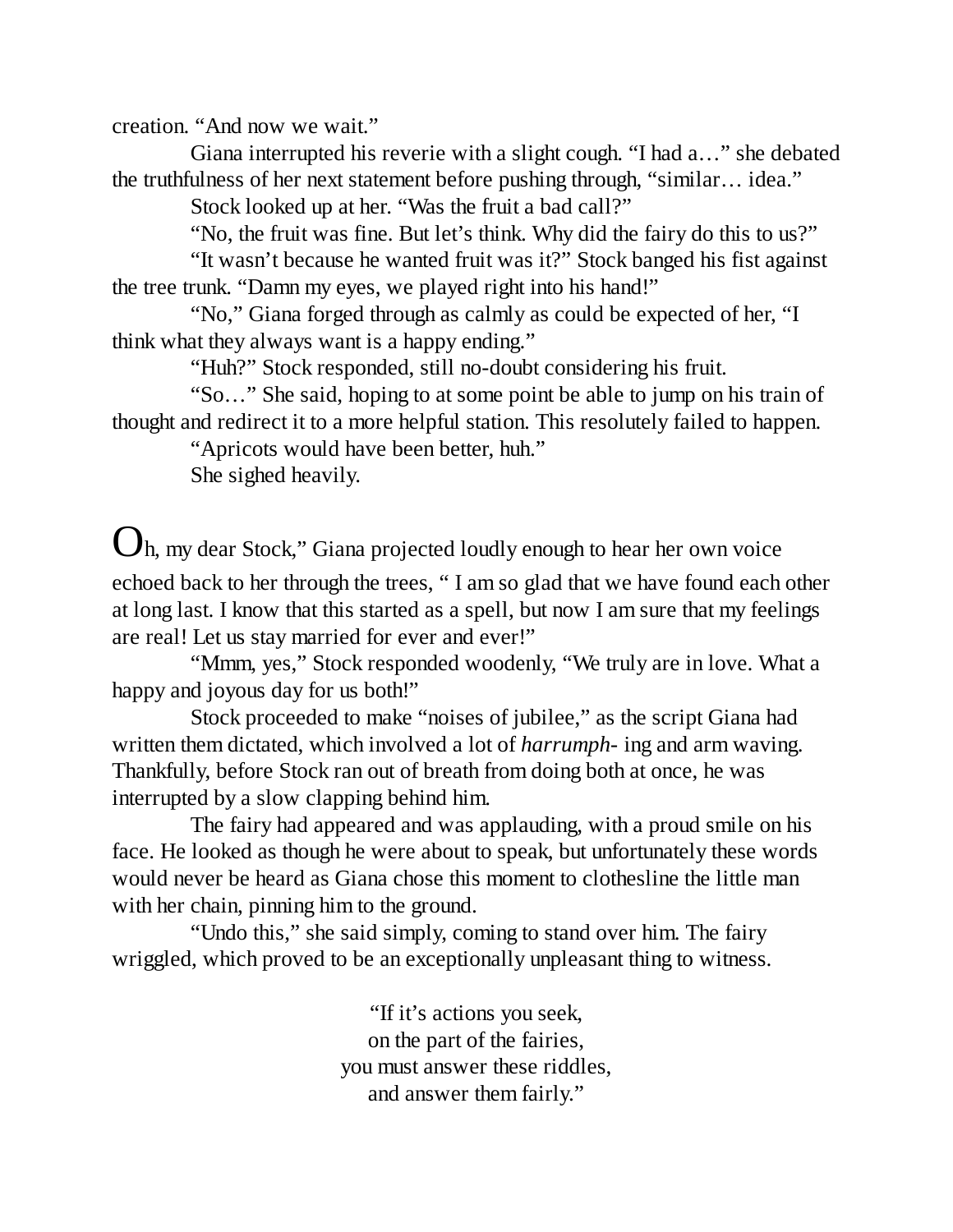creation. "And now we wait."

Giana interrupted his reverie with a slight cough. "I had a…" she debated the truthfulness of her next statement before pushing through, "similar… idea."

Stock looked up at her. "Was the fruit a bad call?"

"No, the fruit was fine. But let's think. Why did the fairy do this to us?"

"It wasn't because he wanted fruit was it?" Stock banged his fist against the tree trunk. "Damn my eyes, we played right into his hand!"

"No," Giana forged through as calmly as could be expected of her, "I think what they always want is a happy ending."

"Huh?" Stock responded, still no-doubt considering his fruit.

"So…" She said, hoping to at some point be able to jump on his train of thought and redirect it to a more helpful station. This resolutely failed to happen.

"Apricots would have been better, huh."

She sighed heavily.

Oh, my dear Stock," Giana projected loudly enough to hear her own voice echoed back to her through the trees, " I am so glad that we have found each other at long last. I know that this started as a spell, but now I am sure that my feelings are real! Let us stay married for ever and ever!"

"Mmm, yes," Stock responded woodenly, "We truly are in love. What a happy and joyous day for us both!"

Stock proceeded to make "noises of jubilee," as the script Giana had written them dictated, which involved a lot of *harrumph*- ing and arm waving. Thankfully, before Stock ran out of breath from doing both at once, he was interrupted by a slow clapping behind him.

The fairy had appeared and was applauding, with a proud smile on his face. He looked as though he were about to speak, but unfortunately these words would never be heard as Giana chose this moment to clothesline the little man with her chain, pinning him to the ground.

"Undo this," she said simply, coming to stand over him. The fairy wriggled, which proved to be an exceptionally unpleasant thing to witness.

"If it's actions you seek,  
on the part of the fairies,  
you must answer these riddles,  
and answer them fairly."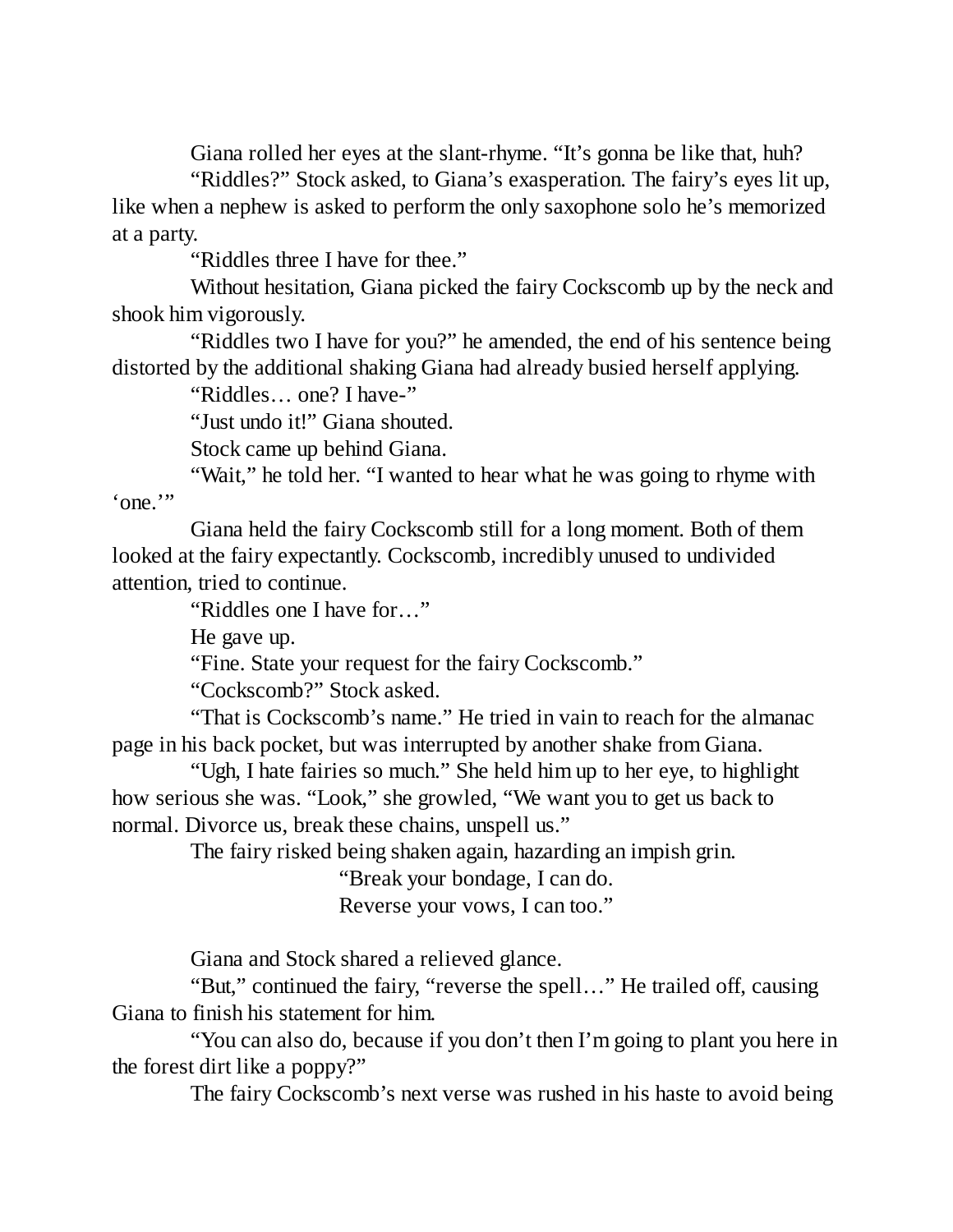Giana rolled her eyes at the slant-rhyme. "It's gonna be like that, huh?

"Riddles?" Stock asked, to Giana's exasperation. The fairy's eyes lit up, like when a nephew is asked to perform the only saxophone solo he's memorized at a party.

"Riddles three I have for thee."

Without hesitation, Giana picked the fairy Cockscomb up by the neck and shook him vigorously.

"Riddles two I have for you?" he amended, the end of his sentence being distorted by the additional shaking Giana had already busied herself applying.

"Riddles… one? I have-"

"Just undo it!" Giana shouted.

Stock came up behind Giana.

"Wait," he told her. "I wanted to hear what he was going to rhyme with 'one.'"

Giana held the fairy Cockscomb still for a long moment. Both of them looked at the fairy expectantly. Cockscomb, incredibly unused to undivided attention, tried to continue.

"Riddles one I have for…"

He gave up.

"Fine. State your request for the fairy Cockscomb."

"Cockscomb?" Stock asked.

"That is Cockscomb's name." He tried in vain to reach for the almanac page in his back pocket, but was interrupted by another shake from Giana.

"Ugh, I hate fairies so much." She held him up to her eye, to highlight how serious she was. "Look," she growled, "We want you to get us back to normal. Divorce us, break these chains, unspell us."

The fairy risked being shaken again, hazarding an impish grin.

> "Break your bondage, I can do.
> Reverse your vows, I can too."

Giana and Stock shared a relieved glance.

"But," continued the fairy, "reverse the spell…" He trailed off, causing Giana to finish his statement for him.

"You can also do, because if you don't then I'm going to plant you here in the forest dirt like a poppy?"

The fairy Cockscomb's next verse was rushed in his haste to avoid being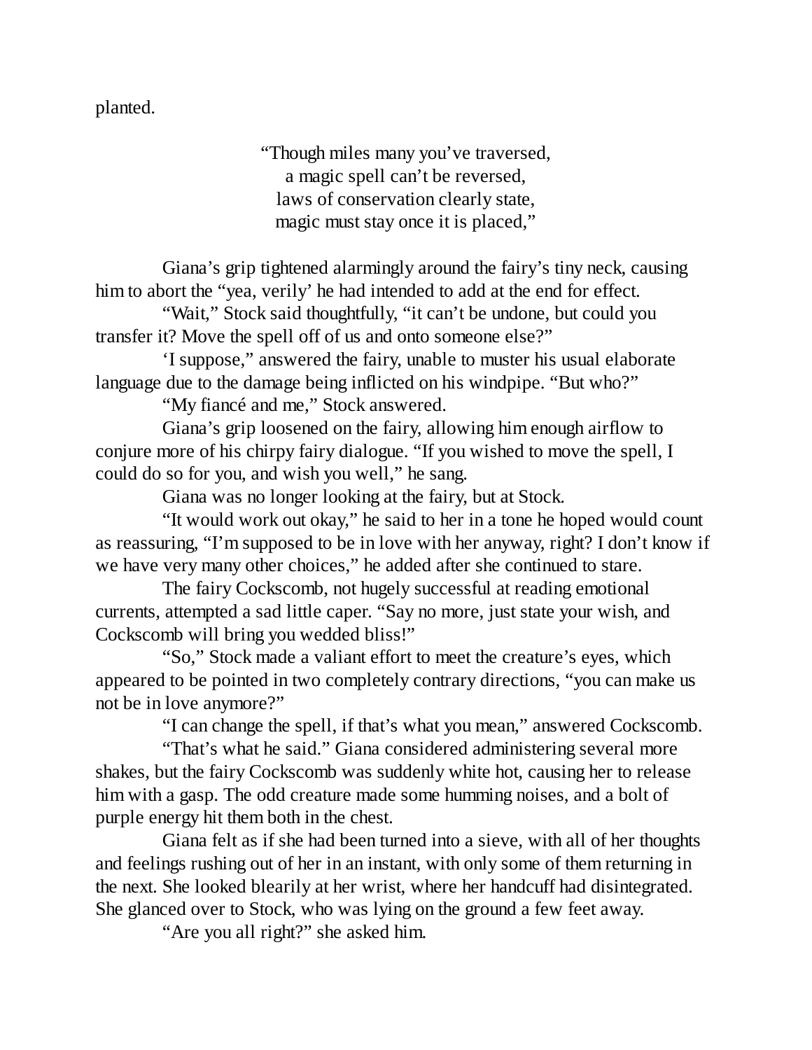planted.

> "Though miles many you've traversed,  
> a magic spell can't be reversed,  
> laws of conservation clearly state,  
> magic must stay once it is placed,"

Giana's grip tightened alarmingly around the fairy's tiny neck, causing him to abort the "yea, verily' he had intended to add at the end for effect.

"Wait," Stock said thoughtfully, "it can't be undone, but could you transfer it? Move the spell off of us and onto someone else?"

'I suppose," answered the fairy, unable to muster his usual elaborate language due to the damage being inflicted on his windpipe. "But who?"

"My fiancé and me," Stock answered.

Giana's grip loosened on the fairy, allowing him enough airflow to conjure more of his chirpy fairy dialogue. "If you wished to move the spell, I could do so for you, and wish you well," he sang.

Giana was no longer looking at the fairy, but at Stock.

"It would work out okay," he said to her in a tone he hoped would count as reassuring, "I'm supposed to be in love with her anyway, right? I don't know if we have very many other choices," he added after she continued to stare.

The fairy Cockscomb, not hugely successful at reading emotional currents, attempted a sad little caper. "Say no more, just state your wish, and Cockscomb will bring you wedded bliss!"

"So," Stock made a valiant effort to meet the creature's eyes, which appeared to be pointed in two completely contrary directions, "you can make us not be in love anymore?"

"I can change the spell, if that's what you mean," answered Cockscomb.

"That's what he said." Giana considered administering several more shakes, but the fairy Cockscomb was suddenly white hot, causing her to release him with a gasp. The odd creature made some humming noises, and a bolt of purple energy hit them both in the chest.

Giana felt as if she had been turned into a sieve, with all of her thoughts and feelings rushing out of her in an instant, with only some of them returning in the next. She looked blearily at her wrist, where her handcuff had disintegrated. She glanced over to Stock, who was lying on the ground a few feet away.

"Are you all right?" she asked him.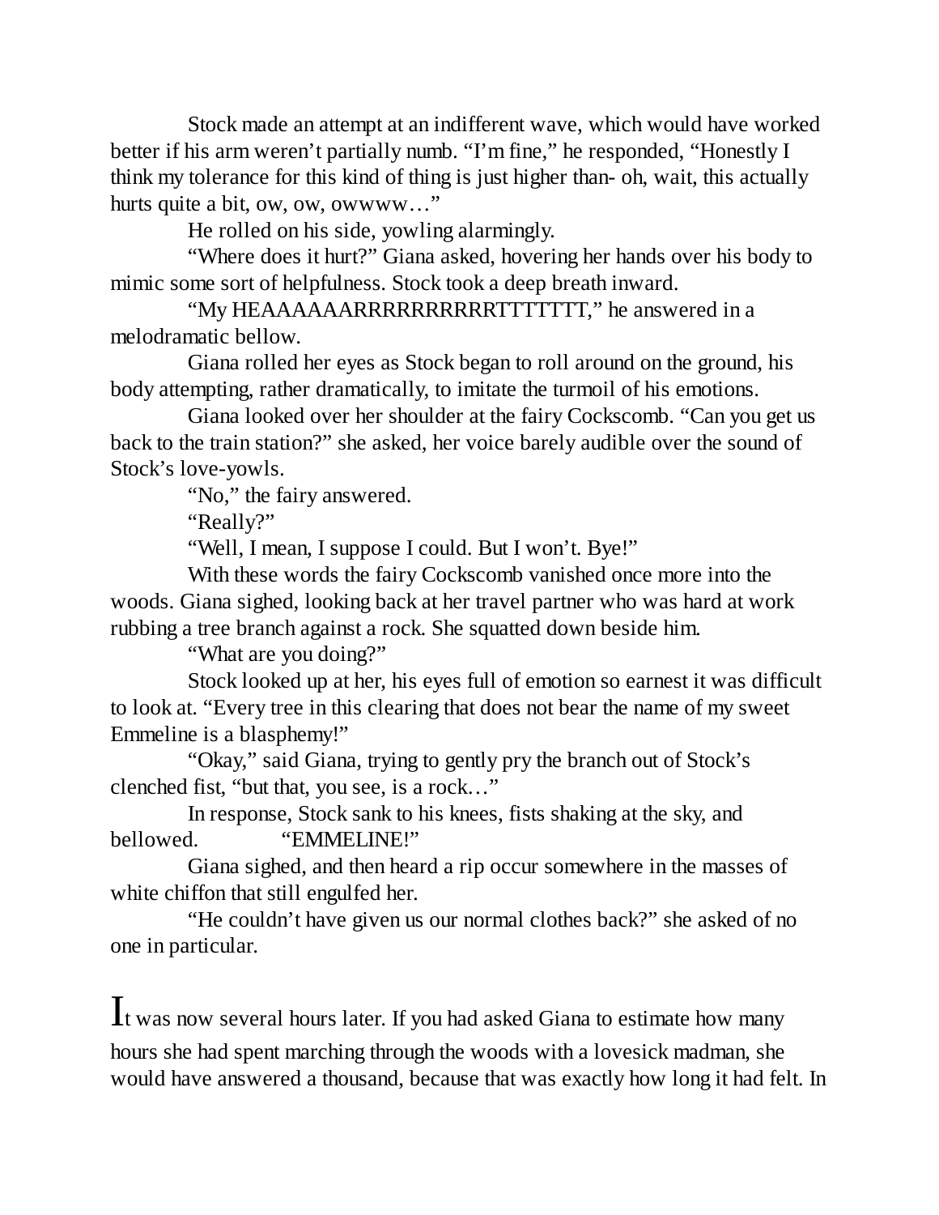Stock made an attempt at an indifferent wave, which would have worked better if his arm weren't partially numb. "I'm fine," he responded, "Honestly I think my tolerance for this kind of thing is just higher than- oh, wait, this actually hurts quite a bit, ow, ow, owwww…"

He rolled on his side, yowling alarmingly.

"Where does it hurt?" Giana asked, hovering her hands over his body to mimic some sort of helpfulness. Stock took a deep breath inward.

"My HEAAAAAARRRRRRRRRRTTTTTTT," he answered in a melodramatic bellow.

Giana rolled her eyes as Stock began to roll around on the ground, his body attempting, rather dramatically, to imitate the turmoil of his emotions.

Giana looked over her shoulder at the fairy Cockscomb. "Can you get us back to the train station?" she asked, her voice barely audible over the sound of Stock's love-yowls.

"No," the fairy answered.

"Really?"

"Well, I mean, I suppose I could. But I won't. Bye!"

With these words the fairy Cockscomb vanished once more into the woods. Giana sighed, looking back at her travel partner who was hard at work rubbing a tree branch against a rock. She squatted down beside him.

"What are you doing?"

Stock looked up at her, his eyes full of emotion so earnest it was difficult to look at. "Every tree in this clearing that does not bear the name of my sweet Emmeline is a blasphemy!"

"Okay," said Giana, trying to gently pry the branch out of Stock's clenched fist, "but that, you see, is a rock…"

In response, Stock sank to his knees, fists shaking at the sky, and bellowed. "EMMELINE!"

Giana sighed, and then heard a rip occur somewhere in the masses of white chiffon that still engulfed her.

"He couldn't have given us our normal clothes back?" she asked of no one in particular.

It was now several hours later. If you had asked Giana to estimate how many hours she had spent marching through the woods with a lovesick madman, she would have answered a thousand, because that was exactly how long it had felt. In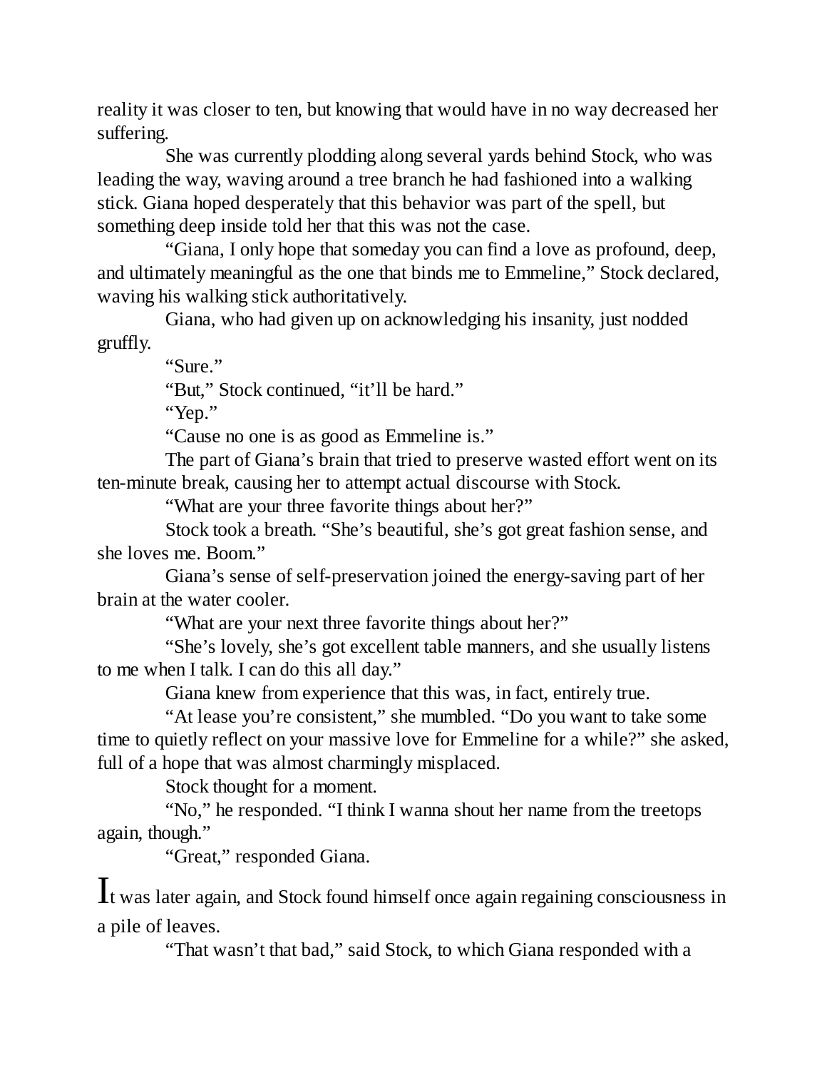reality it was closer to ten, but knowing that would have in no way decreased her suffering.

She was currently plodding along several yards behind Stock, who was leading the way, waving around a tree branch he had fashioned into a walking stick. Giana hoped desperately that this behavior was part of the spell, but something deep inside told her that this was not the case.

"Giana, I only hope that someday you can find a love as profound, deep, and ultimately meaningful as the one that binds me to Emmeline," Stock declared, waving his walking stick authoritatively.

Giana, who had given up on acknowledging his insanity, just nodded gruffly.

"Sure."

"But," Stock continued, "it'll be hard."

"Yep."

"Cause no one is as good as Emmeline is."

The part of Giana's brain that tried to preserve wasted effort went on its ten-minute break, causing her to attempt actual discourse with Stock.

"What are your three favorite things about her?"

Stock took a breath. "She's beautiful, she's got great fashion sense, and she loves me. Boom."

Giana's sense of self-preservation joined the energy-saving part of her brain at the water cooler.

"What are your next three favorite things about her?"

"She's lovely, she's got excellent table manners, and she usually listens to me when I talk. I can do this all day."

Giana knew from experience that this was, in fact, entirely true.

"At lease you're consistent," she mumbled. "Do you want to take some time to quietly reflect on your massive love for Emmeline for a while?" she asked, full of a hope that was almost charmingly misplaced.

Stock thought for a moment.

"No," he responded. "I think I wanna shout her name from the treetops again, though."

"Great," responded Giana.

It was later again, and Stock found himself once again regaining consciousness in a pile of leaves.

"That wasn't that bad," said Stock, to which Giana responded with a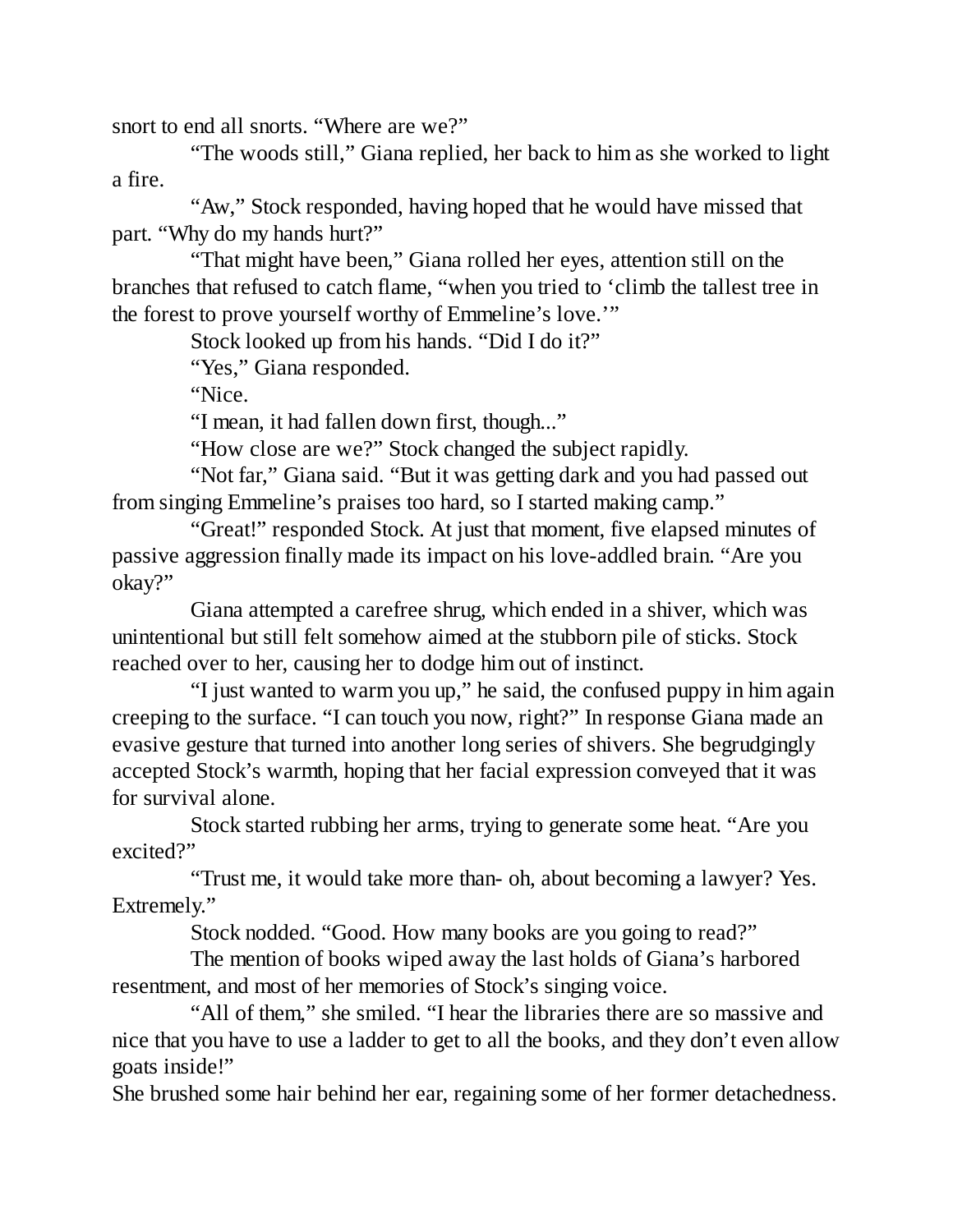snort to end all snorts. "Where are we?"

"The woods still," Giana replied, her back to him as she worked to light a fire.

"Aw," Stock responded, having hoped that he would have missed that part. "Why do my hands hurt?"

"That might have been," Giana rolled her eyes, attention still on the branches that refused to catch flame, "when you tried to 'climb the tallest tree in the forest to prove yourself worthy of Emmeline's love.'"

Stock looked up from his hands. "Did I do it?"

"Yes," Giana responded.

"Nice.

"I mean, it had fallen down first, though..."

"How close are we?" Stock changed the subject rapidly.

"Not far," Giana said. "But it was getting dark and you had passed out from singing Emmeline's praises too hard, so I started making camp."

"Great!" responded Stock. At just that moment, five elapsed minutes of passive aggression finally made its impact on his love-addled brain. "Are you okay?"

Giana attempted a carefree shrug, which ended in a shiver, which was unintentional but still felt somehow aimed at the stubborn pile of sticks. Stock reached over to her, causing her to dodge him out of instinct.

"I just wanted to warm you up," he said, the confused puppy in him again creeping to the surface. "I can touch you now, right?" In response Giana made an evasive gesture that turned into another long series of shivers. She begrudgingly accepted Stock's warmth, hoping that her facial expression conveyed that it was for survival alone.

Stock started rubbing her arms, trying to generate some heat. "Are you excited?"

"Trust me, it would take more than- oh, about becoming a lawyer? Yes. Extremely."

Stock nodded. "Good. How many books are you going to read?"

The mention of books wiped away the last holds of Giana's harbored resentment, and most of her memories of Stock's singing voice.

"All of them," she smiled. "I hear the libraries there are so massive and nice that you have to use a ladder to get to all the books, and they don't even allow goats inside!"

She brushed some hair behind her ear, regaining some of her former detachedness.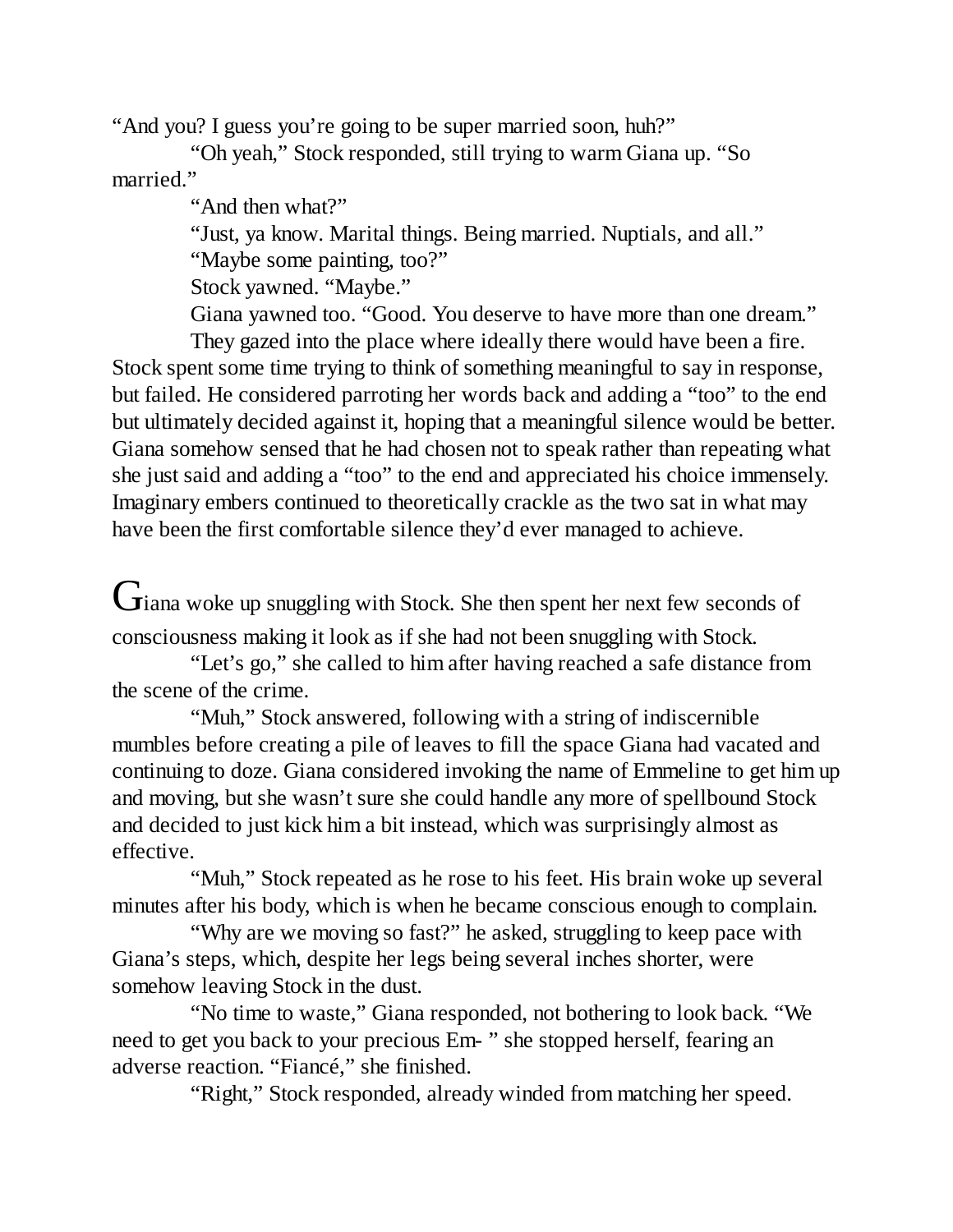"And you? I guess you're going to be super married soon, huh?"

"Oh yeah," Stock responded, still trying to warm Giana up. "So married."

"And then what?"

"Just, ya know. Marital things. Being married. Nuptials, and all."

"Maybe some painting, too?"

Stock yawned. "Maybe."

Giana yawned too. "Good. You deserve to have more than one dream."

They gazed into the place where ideally there would have been a fire. Stock spent some time trying to think of something meaningful to say in response, but failed. He considered parroting her words back and adding a "too" to the end but ultimately decided against it, hoping that a meaningful silence would be better. Giana somehow sensed that he had chosen not to speak rather than repeating what she just said and adding a "too" to the end and appreciated his choice immensely. Imaginary embers continued to theoretically crackle as the two sat in what may have been the first comfortable silence they'd ever managed to achieve.

Giana woke up snuggling with Stock. She then spent her next few seconds of consciousness making it look as if she had not been snuggling with Stock.

"Let's go," she called to him after having reached a safe distance from the scene of the crime.

"Muh," Stock answered, following with a string of indiscernible mumbles before creating a pile of leaves to fill the space Giana had vacated and continuing to doze. Giana considered invoking the name of Emmeline to get him up and moving, but she wasn't sure she could handle any more of spellbound Stock and decided to just kick him a bit instead, which was surprisingly almost as effective.

"Muh," Stock repeated as he rose to his feet. His brain woke up several minutes after his body, which is when he became conscious enough to complain.

"Why are we moving so fast?" he asked, struggling to keep pace with Giana's steps, which, despite her legs being several inches shorter, were somehow leaving Stock in the dust.

"No time to waste," Giana responded, not bothering to look back. "We need to get you back to your precious Em- " she stopped herself, fearing an adverse reaction. "Fiancé," she finished.

"Right," Stock responded, already winded from matching her speed.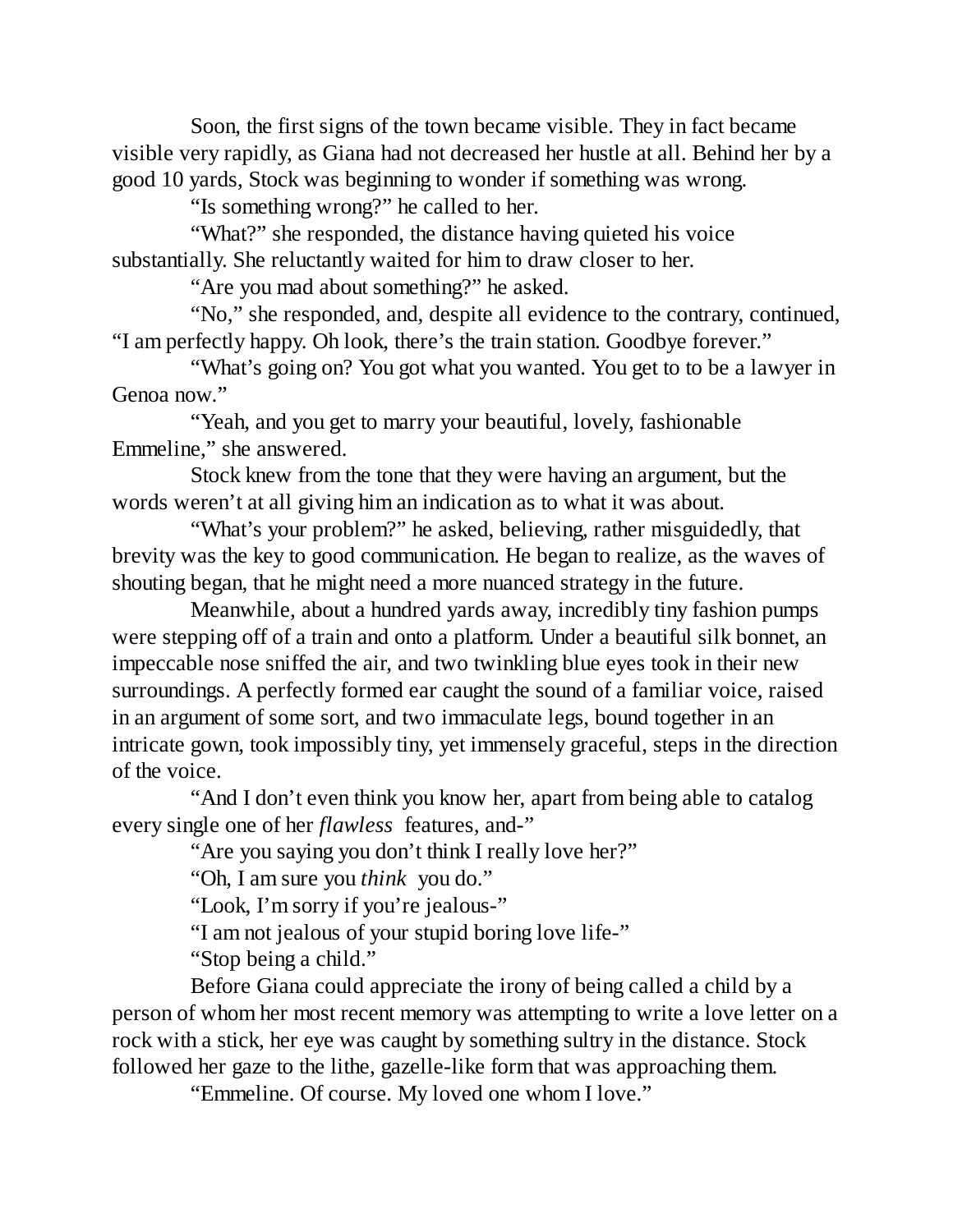Soon, the first signs of the town became visible. They in fact became visible very rapidly, as Giana had not decreased her hustle at all. Behind her by a good 10 yards, Stock was beginning to wonder if something was wrong.

"Is something wrong?" he called to her.

"What?" she responded, the distance having quieted his voice substantially. She reluctantly waited for him to draw closer to her.

"Are you mad about something?" he asked.

"No," she responded, and, despite all evidence to the contrary, continued, "I am perfectly happy. Oh look, there's the train station. Goodbye forever."

"What's going on? You got what you wanted. You get to to be a lawyer in Genoa now."

"Yeah, and you get to marry your beautiful, lovely, fashionable Emmeline," she answered.

Stock knew from the tone that they were having an argument, but the words weren't at all giving him an indication as to what it was about.

"What's your problem?" he asked, believing, rather misguidedly, that brevity was the key to good communication. He began to realize, as the waves of shouting began, that he might need a more nuanced strategy in the future.

Meanwhile, about a hundred yards away, incredibly tiny fashion pumps were stepping off of a train and onto a platform. Under a beautiful silk bonnet, an impeccable nose sniffed the air, and two twinkling blue eyes took in their new surroundings. A perfectly formed ear caught the sound of a familiar voice, raised in an argument of some sort, and two immaculate legs, bound together in an intricate gown, took impossibly tiny, yet immensely graceful, steps in the direction of the voice.

"And I don't even think you know her, apart from being able to catalog every single one of her *flawless* features, and-"

"Are you saying you don't think I really love her?"

"Oh, I am sure you *think* you do."

"Look, I'm sorry if you're jealous-"

"I am not jealous of your stupid boring love life-"

"Stop being a child."

Before Giana could appreciate the irony of being called a child by a person of whom her most recent memory was attempting to write a love letter on a rock with a stick, her eye was caught by something sultry in the distance. Stock followed her gaze to the lithe, gazelle-like form that was approaching them.

"Emmeline. Of course. My loved one whom I love."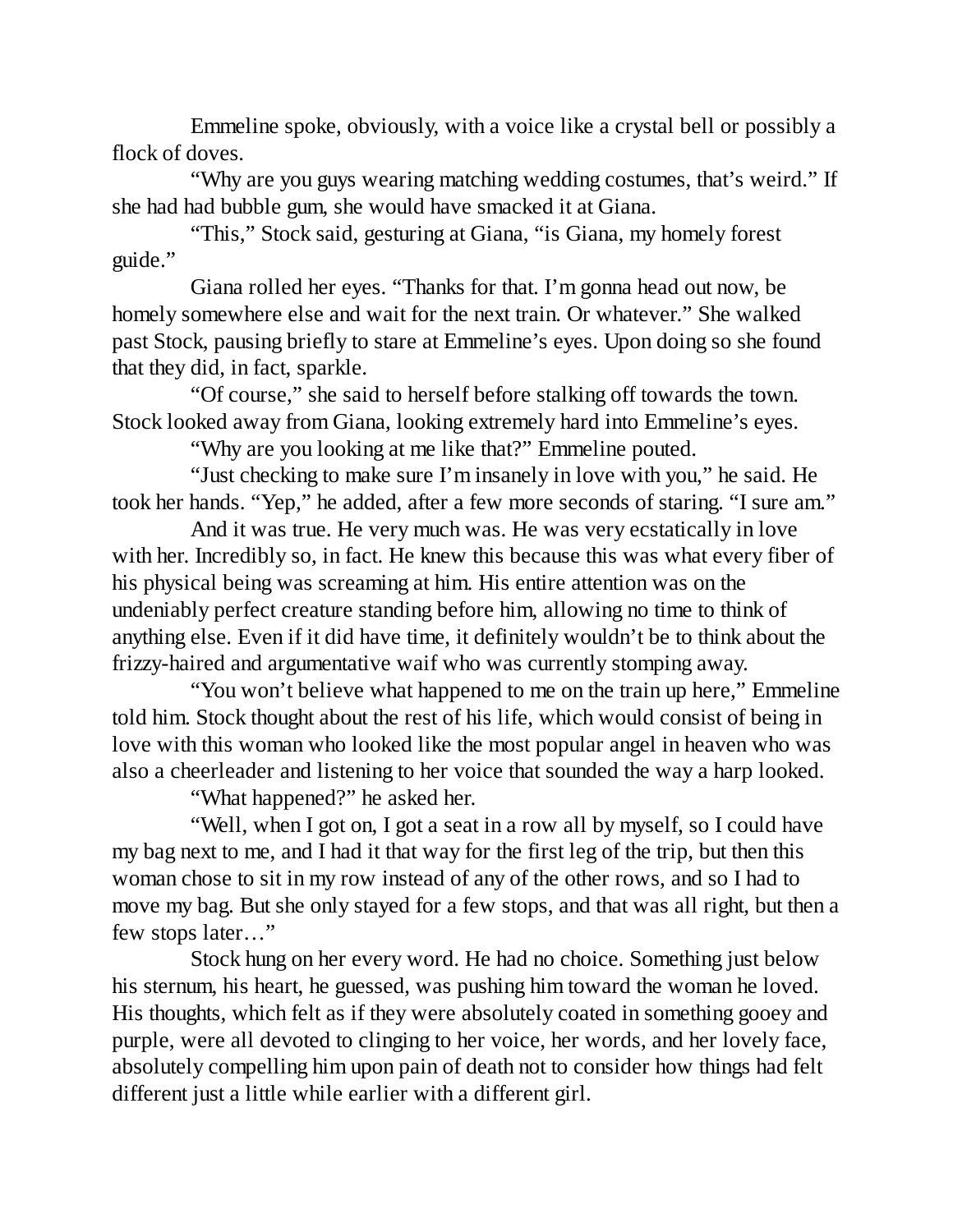Emmeline spoke, obviously, with a voice like a crystal bell or possibly a flock of doves.

"Why are you guys wearing matching wedding costumes, that's weird." If she had had bubble gum, she would have smacked it at Giana.

"This," Stock said, gesturing at Giana, "is Giana, my homely forest guide."

Giana rolled her eyes. "Thanks for that. I'm gonna head out now, be homely somewhere else and wait for the next train. Or whatever." She walked past Stock, pausing briefly to stare at Emmeline's eyes. Upon doing so she found that they did, in fact, sparkle.

"Of course," she said to herself before stalking off towards the town. Stock looked away from Giana, looking extremely hard into Emmeline's eyes.

"Why are you looking at me like that?" Emmeline pouted.

"Just checking to make sure I'm insanely in love with you," he said. He took her hands. "Yep," he added, after a few more seconds of staring. "I sure am."

And it was true. He very much was. He was very ecstatically in love with her. Incredibly so, in fact. He knew this because this was what every fiber of his physical being was screaming at him. His entire attention was on the undeniably perfect creature standing before him, allowing no time to think of anything else. Even if it did have time, it definitely wouldn't be to think about the frizzy-haired and argumentative waif who was currently stomping away.

"You won't believe what happened to me on the train up here," Emmeline told him. Stock thought about the rest of his life, which would consist of being in love with this woman who looked like the most popular angel in heaven who was also a cheerleader and listening to her voice that sounded the way a harp looked.

"What happened?" he asked her.

"Well, when I got on, I got a seat in a row all by myself, so I could have my bag next to me, and I had it that way for the first leg of the trip, but then this woman chose to sit in my row instead of any of the other rows, and so I had to move my bag. But she only stayed for a few stops, and that was all right, but then a few stops later…"

Stock hung on her every word. He had no choice. Something just below his sternum, his heart, he guessed, was pushing him toward the woman he loved. His thoughts, which felt as if they were absolutely coated in something gooey and purple, were all devoted to clinging to her voice, her words, and her lovely face, absolutely compelling him upon pain of death not to consider how things had felt different just a little while earlier with a different girl.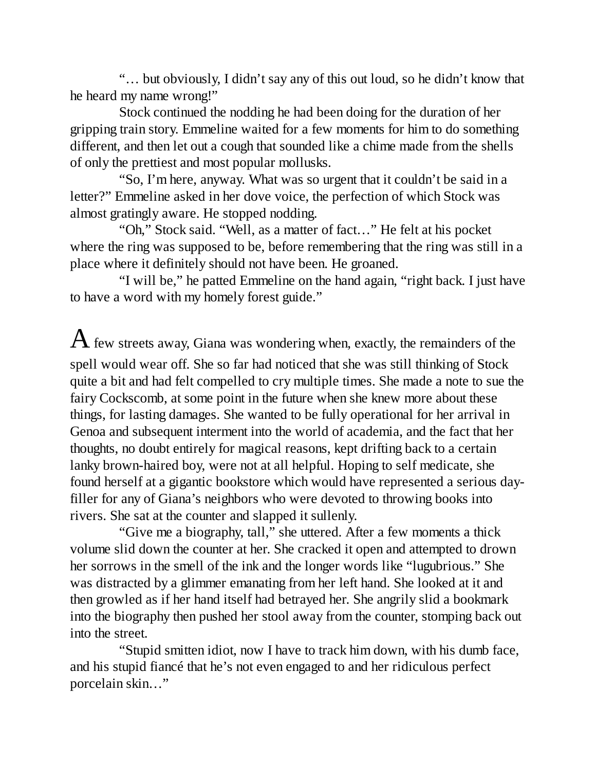"… but obviously, I didn't say any of this out loud, so he didn't know that he heard my name wrong!"

Stock continued the nodding he had been doing for the duration of her gripping train story. Emmeline waited for a few moments for him to do something different, and then let out a cough that sounded like a chime made from the shells of only the prettiest and most popular mollusks.

"So, I'm here, anyway. What was so urgent that it couldn't be said in a letter?" Emmeline asked in her dove voice, the perfection of which Stock was almost gratingly aware. He stopped nodding.

"Oh," Stock said. "Well, as a matter of fact…" He felt at his pocket where the ring was supposed to be, before remembering that the ring was still in a place where it definitely should not have been. He groaned.

"I will be," he patted Emmeline on the hand again, "right back. I just have to have a word with my homely forest guide."

A few streets away, Giana was wondering when, exactly, the remainders of the spell would wear off. She so far had noticed that she was still thinking of Stock quite a bit and had felt compelled to cry multiple times. She made a note to sue the fairy Cockscomb, at some point in the future when she knew more about these things, for lasting damages. She wanted to be fully operational for her arrival in Genoa and subsequent interment into the world of academia, and the fact that her thoughts, no doubt entirely for magical reasons, kept drifting back to a certain lanky brown-haired boy, were not at all helpful. Hoping to self medicate, she found herself at a gigantic bookstore which would have represented a serious day-filler for any of Giana's neighbors who were devoted to throwing books into rivers. She sat at the counter and slapped it sullenly.

"Give me a biography, tall," she uttered. After a few moments a thick volume slid down the counter at her. She cracked it open and attempted to drown her sorrows in the smell of the ink and the longer words like "lugubrious." She was distracted by a glimmer emanating from her left hand. She looked at it and then growled as if her hand itself had betrayed her. She angrily slid a bookmark into the biography then pushed her stool away from the counter, stomping back out into the street.

"Stupid smitten idiot, now I have to track him down, with his dumb face, and his stupid fiancé that he's not even engaged to and her ridiculous perfect porcelain skin…"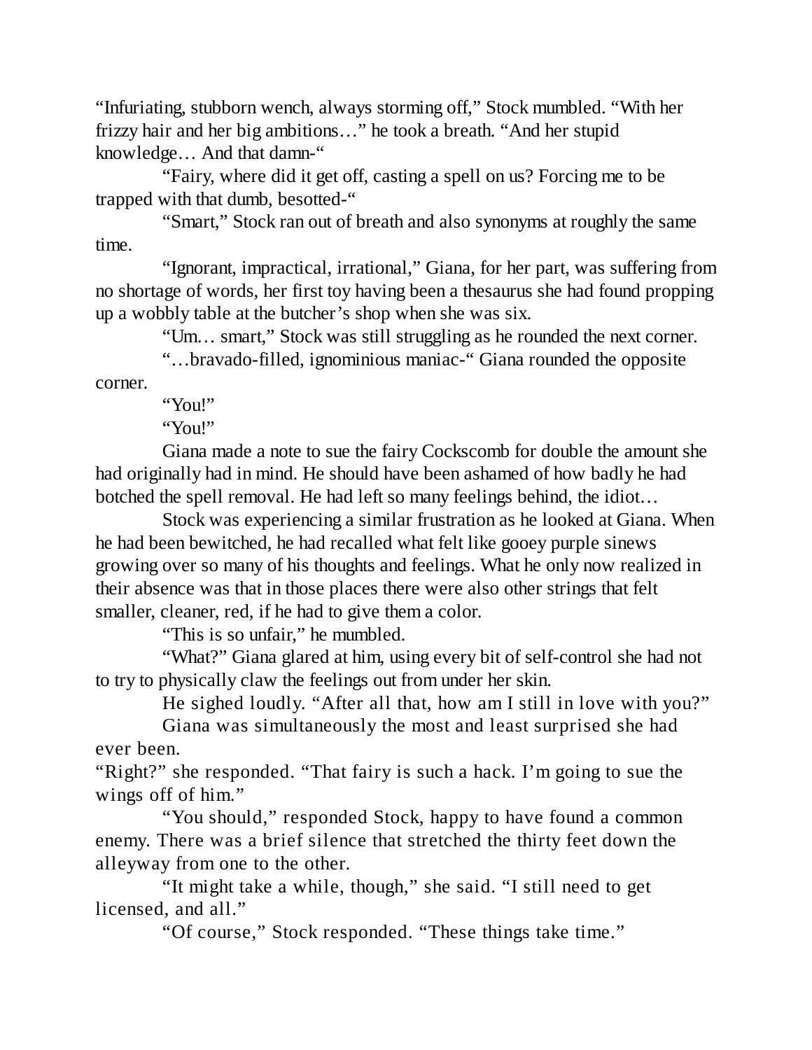"Infuriating, stubborn wench, always storming off," Stock mumbled. "With her frizzy hair and her big ambitions…" he took a breath. "And her stupid knowledge… And that damn-"

"Fairy, where did it get off, casting a spell on us? Forcing me to be trapped with that dumb, besotted-"

"Smart," Stock ran out of breath and also synonyms at roughly the same time.

"Ignorant, impractical, irrational," Giana, for her part, was suffering from no shortage of words, her first toy having been a thesaurus she had found propping up a wobbly table at the butcher's shop when she was six.

"Um… smart," Stock was still struggling as he rounded the next corner.

"…bravado-filled, ignominious maniac-" Giana rounded the opposite corner.

"You!"

"You!"

Giana made a note to sue the fairy Cockscomb for double the amount she had originally had in mind. He should have been ashamed of how badly he had botched the spell removal. He had left so many feelings behind, the idiot…

Stock was experiencing a similar frustration as he looked at Giana. When he had been bewitched, he had recalled what felt like gooey purple sinews growing over so many of his thoughts and feelings. What he only now realized in their absence was that in those places there were also other strings that felt smaller, cleaner, red, if he had to give them a color.

"This is so unfair," he mumbled.

"What?" Giana glared at him, using every bit of self-control she had not to try to physically claw the feelings out from under her skin.

He sighed loudly. "After all that, how am I still in love with you?"

Giana was simultaneously the most and least surprised she had ever been.

"Right?" she responded. "That fairy is such a hack. I'm going to sue the wings off of him."

"You should," responded Stock, happy to have found a common enemy. There was a brief silence that stretched the thirty feet down the alleyway from one to the other.

"It might take a while, though," she said. "I still need to get licensed, and all."

"Of course," Stock responded. "These things take time."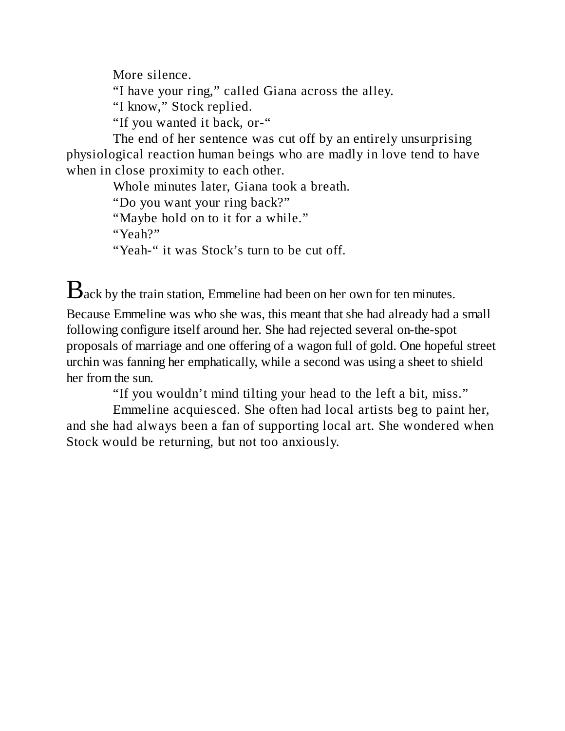More silence.

"I have your ring," called Giana across the alley.

"I know," Stock replied.

"If you wanted it back, or-"

The end of her sentence was cut off by an entirely unsurprising physiological reaction human beings who are madly in love tend to have when in close proximity to each other.

Whole minutes later, Giana took a breath.

"Do you want your ring back?"

"Maybe hold on to it for a while."

"Yeah?"

"Yeah-" it was Stock's turn to be cut off.

Back by the train station, Emmeline had been on her own for ten minutes. Because Emmeline was who she was, this meant that she had already had a small following configure itself around her. She had rejected several on-the-spot proposals of marriage and one offering of a wagon full of gold. One hopeful street urchin was fanning her emphatically, while a second was using a sheet to shield her from the sun.

"If you wouldn't mind tilting your head to the left a bit, miss."

Emmeline acquiesced. She often had local artists beg to paint her, and she had always been a fan of supporting local art. She wondered when Stock would be returning, but not too anxiously.